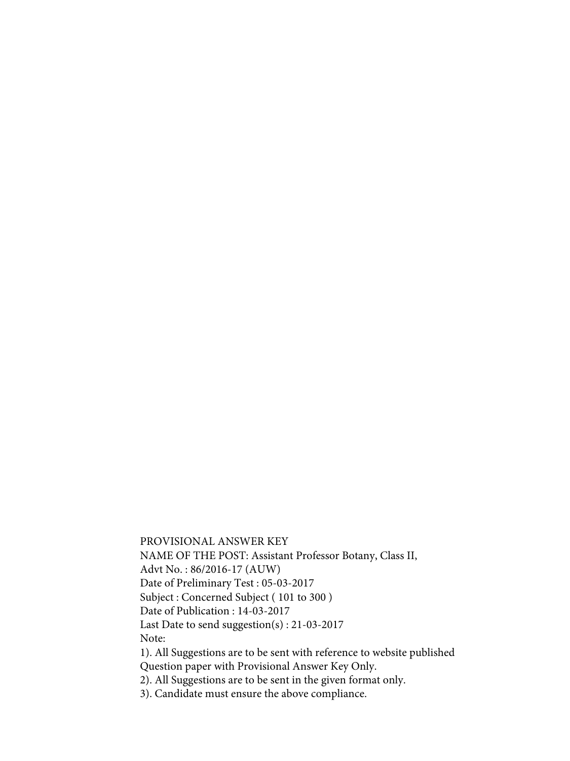PROVISIONAL ANSWER KEY

NAME OF THE POST: Assistant Professor Botany, Class II,

Advt No. : 86/2016-17 (AUW)

Date of Preliminary Test : 05-03-2017

Subject : Concerned Subject ( 101 to 300 )

Date of Publication : 14-03-2017

Last Date to send suggestion(s) : 21-03-2017

Note:

1). All Suggestions are to be sent with reference to website published Question paper with Provisional Answer Key Only.

2). All Suggestions are to be sent in the given format only.

3). Candidate must ensure the above compliance.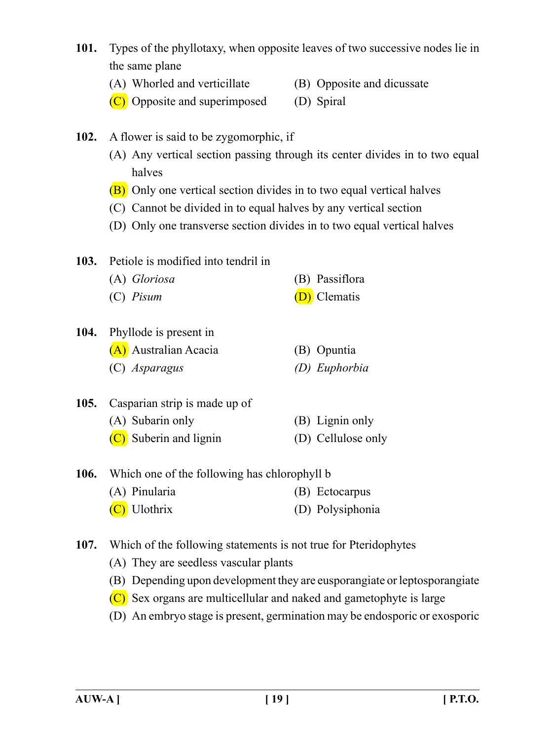**101.** Types of the phyllotaxy, when opposite leaves of two successive nodes lie in the same plane

(A) Whorled and verticillate (B) Opposite and dicussate

(C) Opposite and superimposed (D) Spiral

**102.** A flower is said to be zygomorphic, if

(A) Any vertical section passing through its center divides in to two equal halves

(B) Only one vertical section divides in to two equal vertical halves

(C) Cannot be divided in to equal halves by any vertical section

(D) Only one transverse section divides in to two equal vertical halves

**103.** Petiole is modified into tendril in

(A) *Gloriosa* (B) Passiflora

(C) *Pisum* (D) Clematis

**104.** Phyllode is present in

(A) Australian Acacia (B) Opuntia

(C) *Asparagus* *(D) Euphorbia*

**105.** Casparian strip is made up of

(A) Subarin only (B) Lignin only

(C) Suberin and lignin (D) Cellulose only

**106.** Which one of the following has chlorophyll b

(A) Pinularia (B) Ectocarpus

(C) Ulothrix (D) Polysiphonia

**107.** Which of the following statements is not true for Pteridophytes

(A) They are seedless vascular plants

(B) Depending upon development they are eusporangiate or leptosporangiate

(C) Sex organs are multicellular and naked and gametophyte is large

(D) An embryo stage is present, germination may be endosporic or exosporic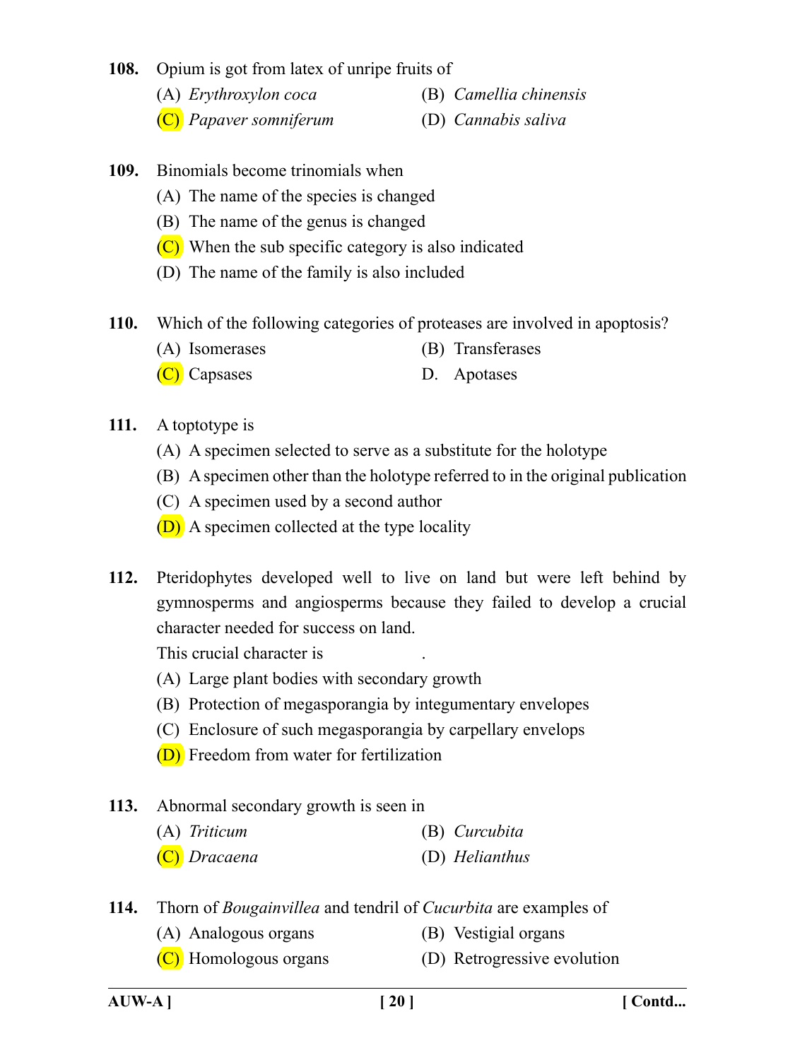**108.** Opium is got from latex of unripe fruits of

(A) *Erythroxylon coca*

(B) *Camellia chinensis*

(C) *Papaver somniferum*

(D) *Cannabis saliva*

**109.** Binomials become trinomials when

(A) The name of the species is changed

(B) The name of the genus is changed

(C) When the sub specific category is also indicated

(D) The name of the family is also included

**110.** Which of the following categories of proteases are involved in apoptosis?

(A) Isomerases

(B) Transferases

(C) Capsases

D. Apotases

**111.** A toptotype is

(A) A specimen selected to serve as a substitute for the holotype

(B) A specimen other than the holotype referred to in the original publication

(C) A specimen used by a second author

(D) A specimen collected at the type locality

**112.** Pteridophytes developed well to live on land but were left behind by gymnosperms and angiosperms because they failed to develop a crucial character needed for success on land.

This crucial character is .

(A) Large plant bodies with secondary growth

(B) Protection of megasporangia by integumentary envelopes

(C) Enclosure of such megasporangia by carpellary envelops

(D) Freedom from water for fertilization

**113.** Abnormal secondary growth is seen in

(A) *Triticum*

(B) *Curcubita*

(C) *Dracaena*

(D) *Helianthus*

**114.** Thorn of *Bougainvillea* and tendril of *Cucurbita* are examples of

(A) Analogous organs

(B) Vestigial organs

(C) Homologous organs

(D) Retrogressive evolution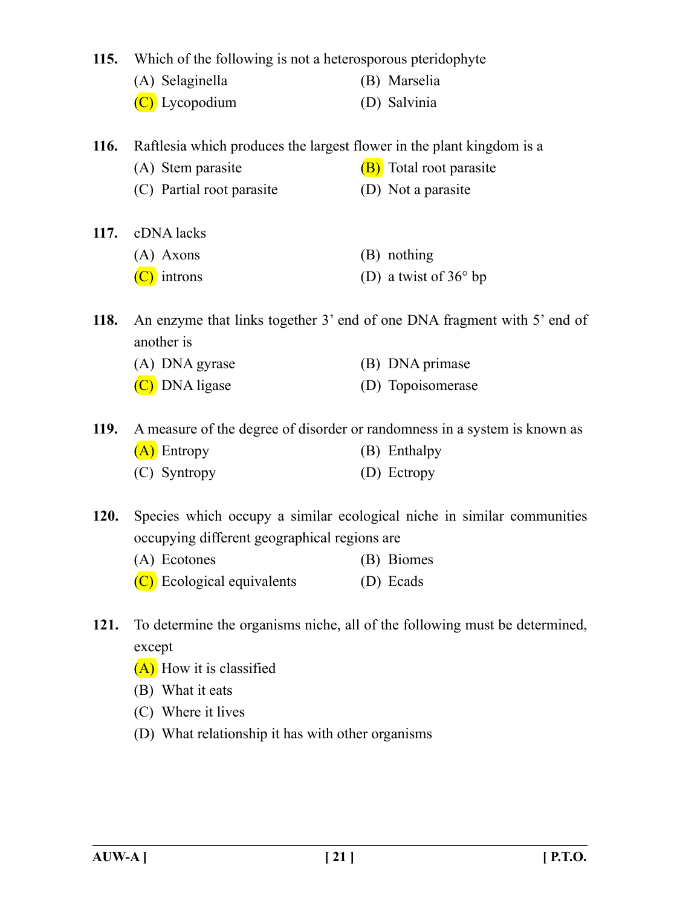**115.** Which of the following is not a heterosporous pteridophyte

(A) Selaginella
(B) Marselia
(C) Lycopodium
(D) Salvinia

**116.** Raftlesia which produces the largest flower in the plant kingdom is a

(A) Stem parasite
(B) Total root parasite
(C) Partial root parasite
(D) Not a parasite

**117.** cDNA lacks

(A) Axons
(B) nothing
(C) introns
(D) a twist of 36° bp

**118.** An enzyme that links together 3' end of one DNA fragment with 5' end of another is

(A) DNA gyrase
(B) DNA primase
(C) DNA ligase
(D) Topoisomerase

**119.** A measure of the degree of disorder or randomness in a system is known as

(A) Entropy
(B) Enthalpy
(C) Syntropy
(D) Ectropy

**120.** Species which occupy a similar ecological niche in similar communities occupying different geographical regions are

(A) Ecotones
(B) Biomes
(C) Ecological equivalents
(D) Ecads

**121.** To determine the organisms niche, all of the following must be determined, except

(A) How it is classified
(B) What it eats
(C) Where it lives
(D) What relationship it has with other organisms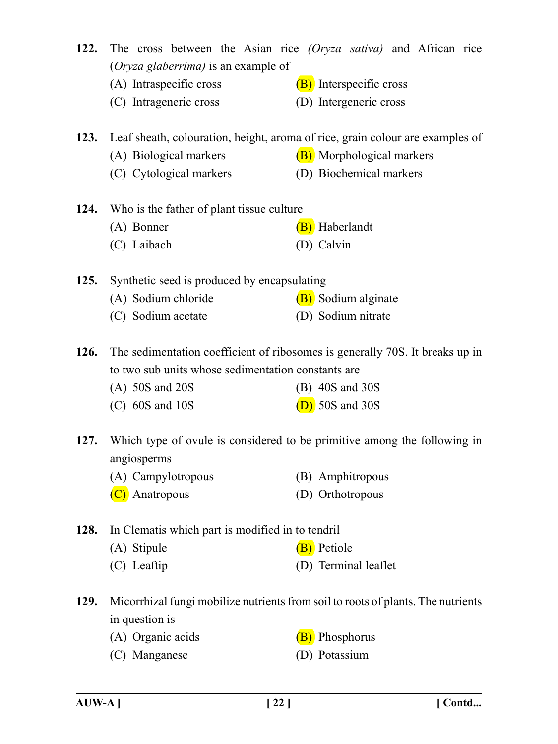**122.** The cross between the Asian rice *(Oryza sativa)* and African rice (*Oryza glaberrima)* is an example of

(A) Intraspecific cross

(B) Interspecific cross

(C) Intrageneric cross

(D) Intergeneric cross

**123.** Leaf sheath, colouration, height, aroma of rice, grain colour are examples of

(A) Biological markers

(B) Morphological markers

(C) Cytological markers

(D) Biochemical markers

**124.** Who is the father of plant tissue culture

(A) Bonner

(B) Haberlandt

(C) Laibach

(D) Calvin

**125.** Synthetic seed is produced by encapsulating

(A) Sodium chloride

(B) Sodium alginate

(C) Sodium acetate

(D) Sodium nitrate

**126.** The sedimentation coefficient of ribosomes is generally 70S. It breaks up in to two sub units whose sedimentation constants are

(A) 50S and 20S

(B) 40S and 30S

(C) 60S and 10S

(D) 50S and 30S

**127.** Which type of ovule is considered to be primitive among the following in angiosperms

(A) Campylotropous

(B) Amphitropous

(C) Anatropous

(D) Orthotropous

**128.** In Clematis which part is modified in to tendril

(A) Stipule

(B) Petiole

(C) Leaftip

(D) Terminal leaflet

**129.** Micorrhizal fungi mobilize nutrients from soil to roots of plants. The nutrients in question is

(A) Organic acids

(B) Phosphorus

(C) Manganese

(D) Potassium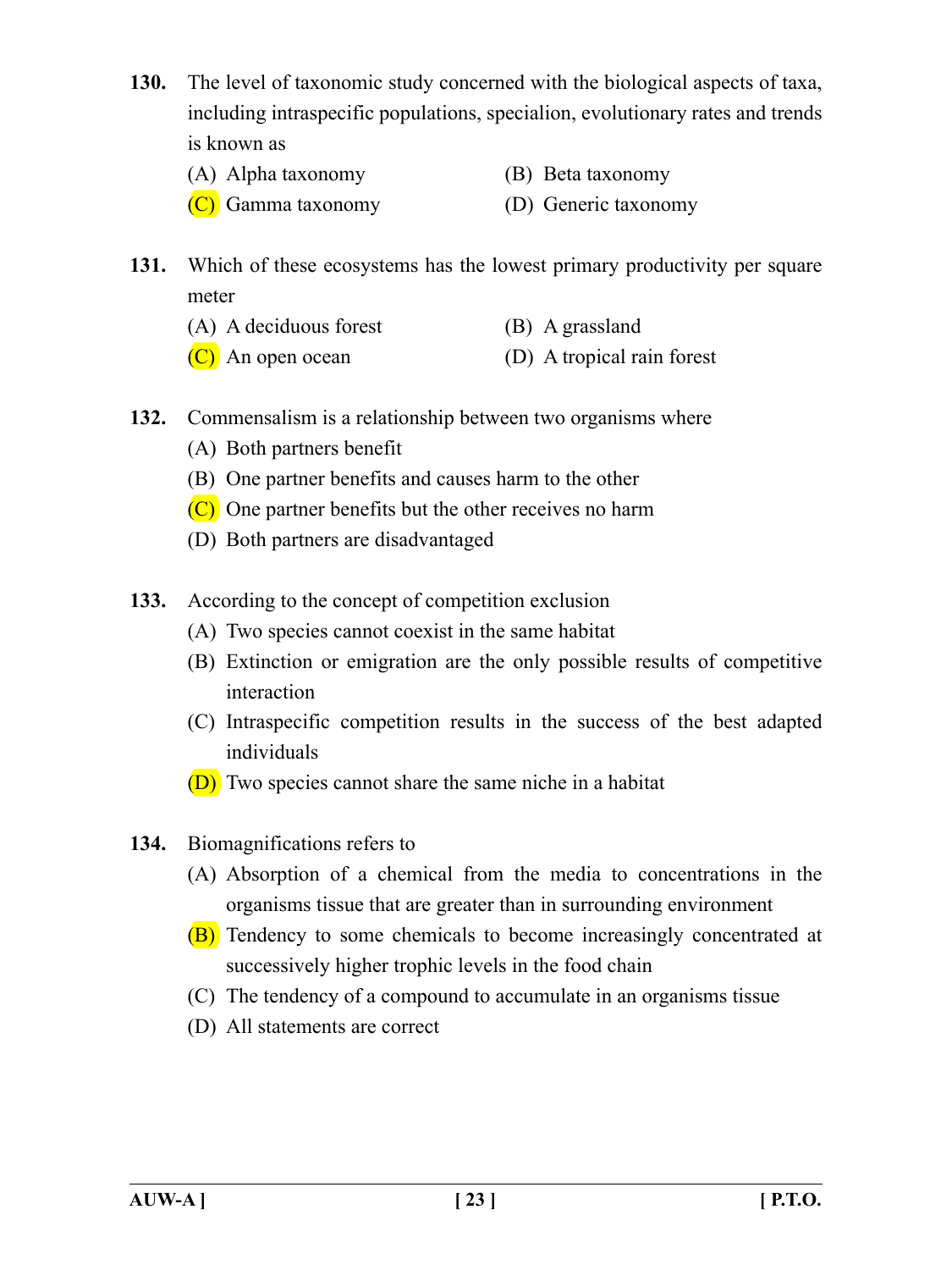**130.** The level of taxonomic study concerned with the biological aspects of taxa, including intraspecific populations, specialion, evolutionary rates and trends is known as

(A) Alpha taxonomy
(B) Beta taxonomy
(C) Gamma taxonomy
(D) Generic taxonomy

**131.** Which of these ecosystems has the lowest primary productivity per square meter

(A) A deciduous forest
(B) A grassland
(C) An open ocean
(D) A tropical rain forest

**132.** Commensalism is a relationship between two organisms where

(A) Both partners benefit
(B) One partner benefits and causes harm to the other
(C) One partner benefits but the other receives no harm
(D) Both partners are disadvantaged

**133.** According to the concept of competition exclusion

(A) Two species cannot coexist in the same habitat
(B) Extinction or emigration are the only possible results of competitive interaction
(C) Intraspecific competition results in the success of the best adapted individuals
(D) Two species cannot share the same niche in a habitat

**134.** Biomagnifications refers to

(A) Absorption of a chemical from the media to concentrations in the organisms tissue that are greater than in surrounding environment
(B) Tendency to some chemicals to become increasingly concentrated at successively higher trophic levels in the food chain
(C) The tendency of a compound to accumulate in an organisms tissue
(D) All statements are correct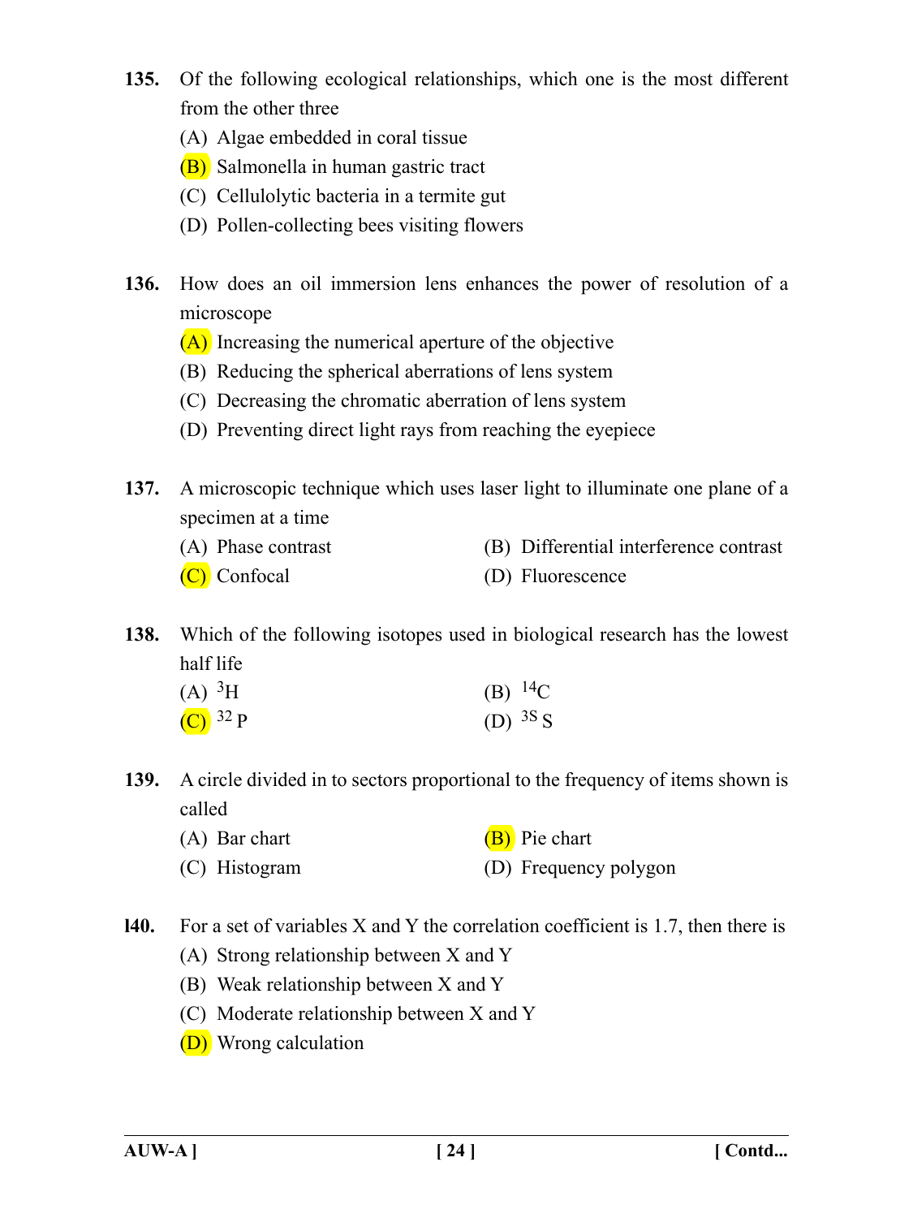**135.** Of the following ecological relationships, which one is the most different from the other three

(A) Algae embedded in coral tissue

(B) Salmonella in human gastric tract

(C) Cellulolytic bacteria in a termite gut

(D) Pollen-collecting bees visiting flowers

**136.** How does an oil immersion lens enhances the power of resolution of a microscope

(A) Increasing the numerical aperture of the objective

(B) Reducing the spherical aberrations of lens system

(C) Decreasing the chromatic aberration of lens system

(D) Preventing direct light rays from reaching the eyepiece

**137.** A microscopic technique which uses laser light to illuminate one plane of a specimen at a time

(A) Phase contrast

(B) Differential interference contrast

(C) Confocal

(D) Fluorescence

**138.** Which of the following isotopes used in biological research has the lowest half life

(A) $^{3}H$

(B) $^{14}C$

(C) $^{32}P$

(D) $^{3S}S$

**139.** A circle divided in to sectors proportional to the frequency of items shown is called

(A) Bar chart

(B) Pie chart

(C) Histogram

(D) Frequency polygon

**l40.** For a set of variables X and Y the correlation coefficient is 1.7, then there is

(A) Strong relationship between X and Y

(B) Weak relationship between X and Y

(C) Moderate relationship between X and Y

(D) Wrong calculation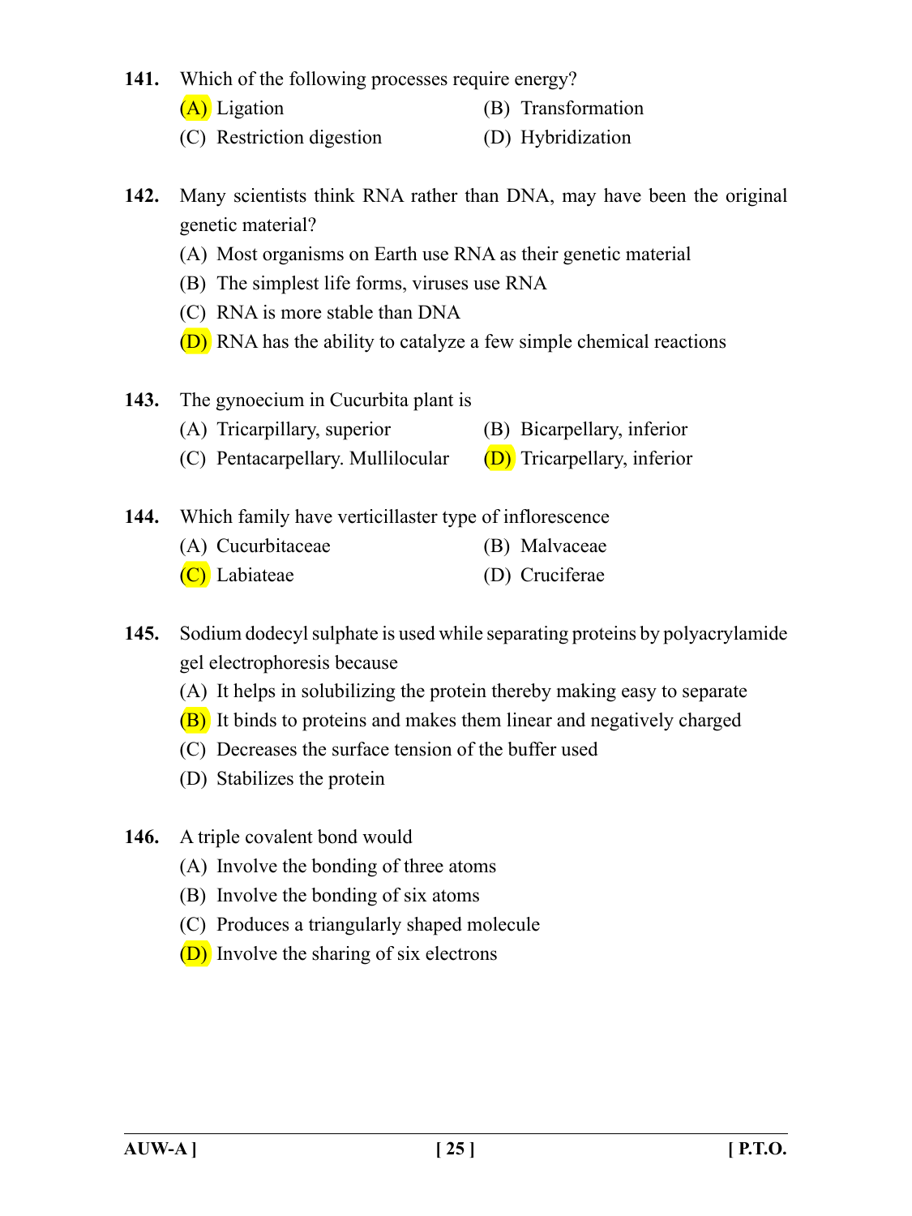141. Which of the following processes require energy?

(A) Ligation
(B) Transformation
(C) Restriction digestion
(D) Hybridization

142. Many scientists think RNA rather than DNA, may have been the original genetic material?

(A) Most organisms on Earth use RNA as their genetic material
(B) The simplest life forms, viruses use RNA
(C) RNA is more stable than DNA
(D) RNA has the ability to catalyze a few simple chemical reactions

143. The gynoecium in Cucurbita plant is

(A) Tricarpillary, superior
(B) Bicarpellary, inferior
(C) Pentacarpellary. Mullilocular
(D) Tricarpellary, inferior

144. Which family have verticillaster type of inflorescence

(A) Cucurbitaceae
(B) Malvaceae
(C) Labiateae
(D) Cruciferae

145. Sodium dodecyl sulphate is used while separating proteins by polyacrylamide gel electrophoresis because

(A) It helps in solubilizing the protein thereby making easy to separate
(B) It binds to proteins and makes them linear and negatively charged
(C) Decreases the surface tension of the buffer used
(D) Stabilizes the protein

146. A triple covalent bond would

(A) Involve the bonding of three atoms
(B) Involve the bonding of six atoms
(C) Produces a triangularly shaped molecule
(D) Involve the sharing of six electrons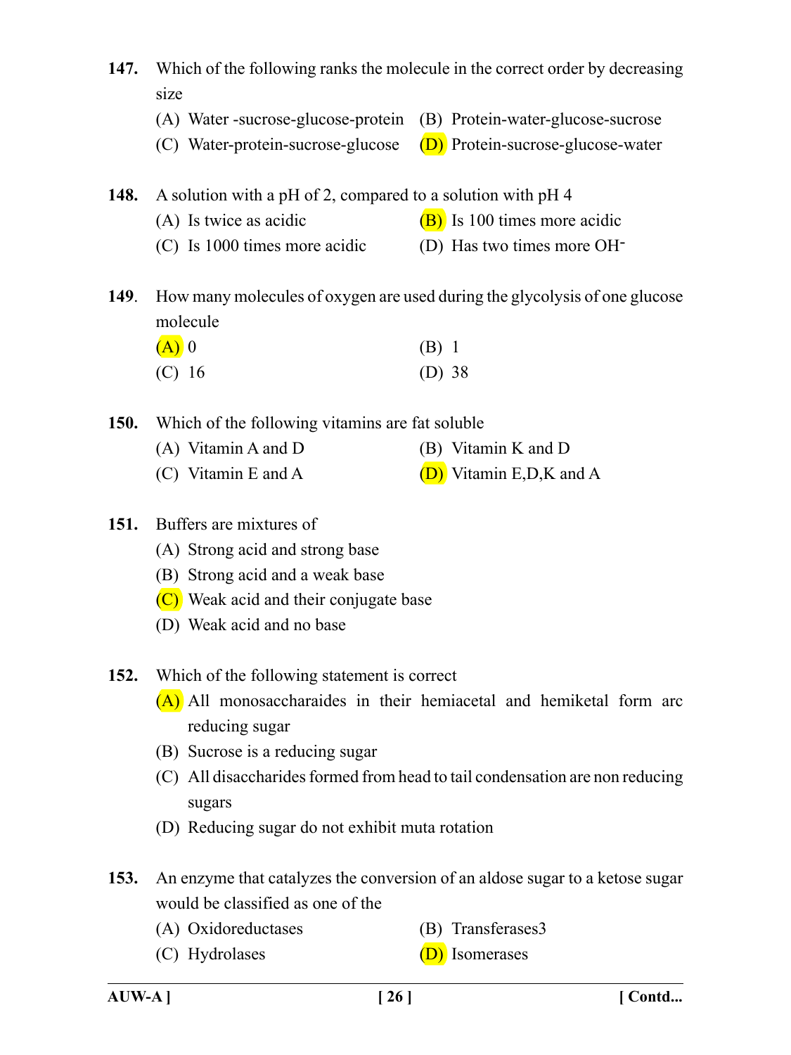**147.** Which of the following ranks the molecule in the correct order by decreasing size

(A) Water -sucrose-glucose-protein

(B) Protein-water-glucose-sucrose

(C) Water-protein-sucrose-glucose

(D) Protein-sucrose-glucose-water

**148.** A solution with a pH of 2, compared to a solution with pH 4

(A) Is twice as acidic

(B) Is 100 times more acidic

(C) Is 1000 times more acidic

(D) Has two times more $OH^-$

**149**. How many molecules of oxygen are used during the glycolysis of one glucose molecule

(A) 0

(B) 1

(C) 16

(D) 38

**150.** Which of the following vitamins are fat soluble

(A) Vitamin A and D

(B) Vitamin K and D

(C) Vitamin E and A

(D) Vitamin E,D,K and A

**151.** Buffers are mixtures of

(A) Strong acid and strong base

(B) Strong acid and a weak base

(C) Weak acid and their conjugate base

(D) Weak acid and no base

**152.** Which of the following statement is correct

(A) All monosaccharaides in their hemiacetal and hemiketal form arc reducing sugar

(B) Sucrose is a reducing sugar

(C) All disaccharides formed from head to tail condensation are non reducing sugars

(D) Reducing sugar do not exhibit muta rotation

**153.** An enzyme that catalyzes the conversion of an aldose sugar to a ketose sugar would be classified as one of the

(A) Oxidoreductases

(B) Transferases3

(C) Hydrolases

(D) Isomerases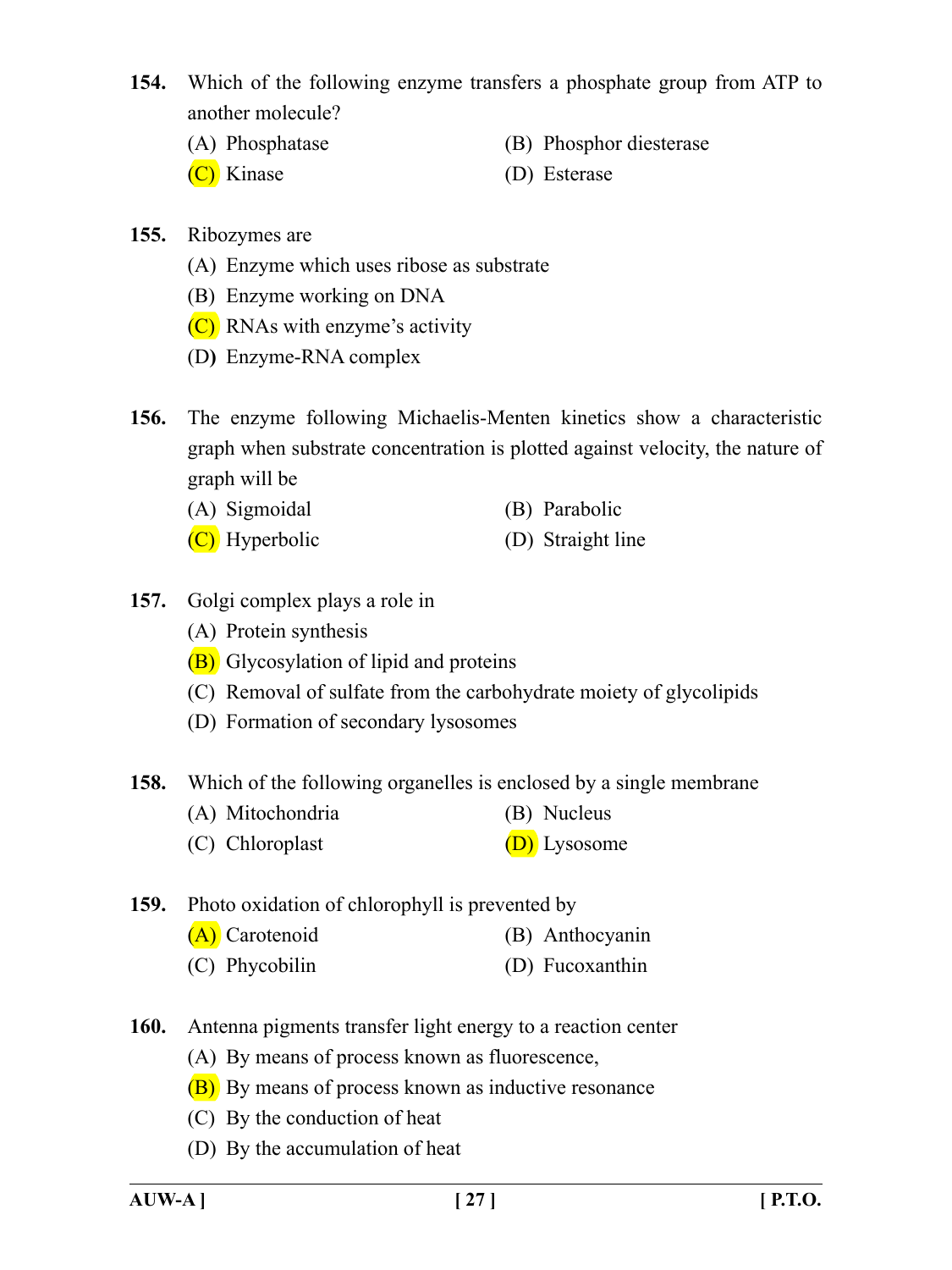**154.** Which of the following enzyme transfers a phosphate group from ATP to another molecule?

(A) Phosphatase
(B) Phosphor diesterase
(C) Kinase
(D) Esterase

**155.** Ribozymes are

(A) Enzyme which uses ribose as substrate
(B) Enzyme working on DNA
(C) RNAs with enzyme's activity
(D) Enzyme-RNA complex

**156.** The enzyme following Michaelis-Menten kinetics show a characteristic graph when substrate concentration is plotted against velocity, the nature of graph will be

(A) Sigmoidal
(B) Parabolic
(C) Hyperbolic
(D) Straight line

**157.** Golgi complex plays a role in

(A) Protein synthesis
(B) Glycosylation of lipid and proteins
(C) Removal of sulfate from the carbohydrate moiety of glycolipids
(D) Formation of secondary lysosomes

**158.** Which of the following organelles is enclosed by a single membrane

(A) Mitochondria
(B) Nucleus
(C) Chloroplast
(D) Lysosome

**159.** Photo oxidation of chlorophyll is prevented by

(A) Carotenoid
(B) Anthocyanin
(C) Phycobilin
(D) Fucoxanthin

**160.** Antenna pigments transfer light energy to a reaction center

(A) By means of process known as fluorescence,
(B) By means of process known as inductive resonance
(C) By the conduction of heat
(D) By the accumulation of heat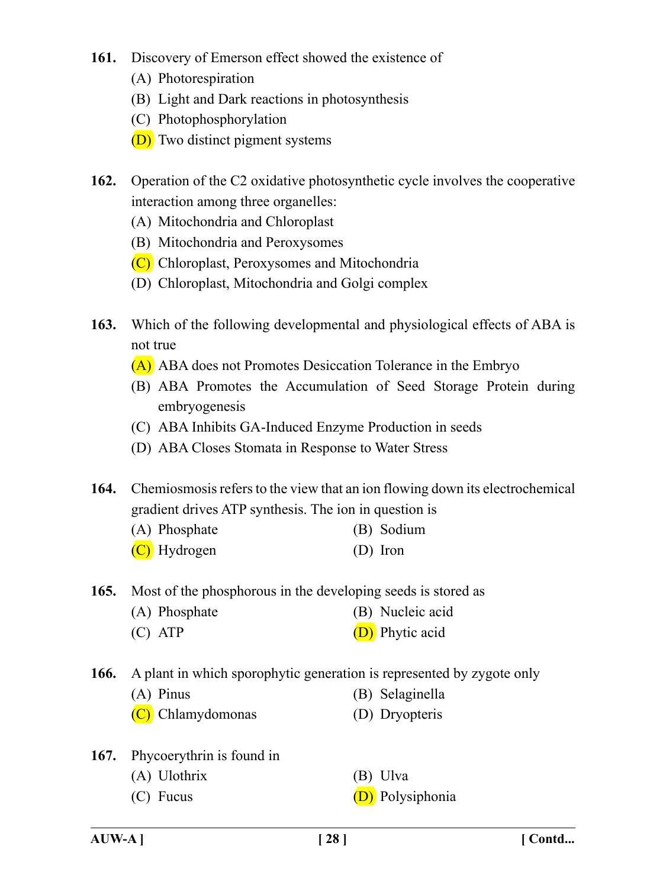161. Discovery of Emerson effect showed the existence of
   (A) Photorespiration
   (B) Light and Dark reactions in photosynthesis
   (C) Photophosphorylation
   (D) Two distinct pigment systems

162. Operation of the C2 oxidative photosynthetic cycle involves the cooperative interaction among three organelles:
   (A) Mitochondria and Chloroplast
   (B) Mitochondria and Peroxysomes
   (C) Chloroplast, Peroxysomes and Mitochondria
   (D) Chloroplast, Mitochondria and Golgi complex

163. Which of the following developmental and physiological effects of ABA is not true
   (A) ABA does not Promotes Desiccation Tolerance in the Embryo
   (B) ABA Promotes the Accumulation of Seed Storage Protein during embryogenesis
   (C) ABA Inhibits GA-Induced Enzyme Production in seeds
   (D) ABA Closes Stomata in Response to Water Stress

164. Chemiosmosis refers to the view that an ion flowing down its electrochemical gradient drives ATP synthesis. The ion in question is
   (A) Phosphate
   (B) Sodium
   (C) Hydrogen
   (D) Iron

165. Most of the phosphorous in the developing seeds is stored as
   (A) Phosphate
   (B) Nucleic acid
   (C) ATP
   (D) Phytic acid

166. A plant in which sporophytic generation is represented by zygote only
   (A) Pinus
   (B) Selaginella
   (C) Chlamydomonas
   (D) Dryopteris

167. Phycoerythrin is found in
   (A) Ulothrix
   (B) Ulva
   (C) Fucus
   (D) Polysiphonia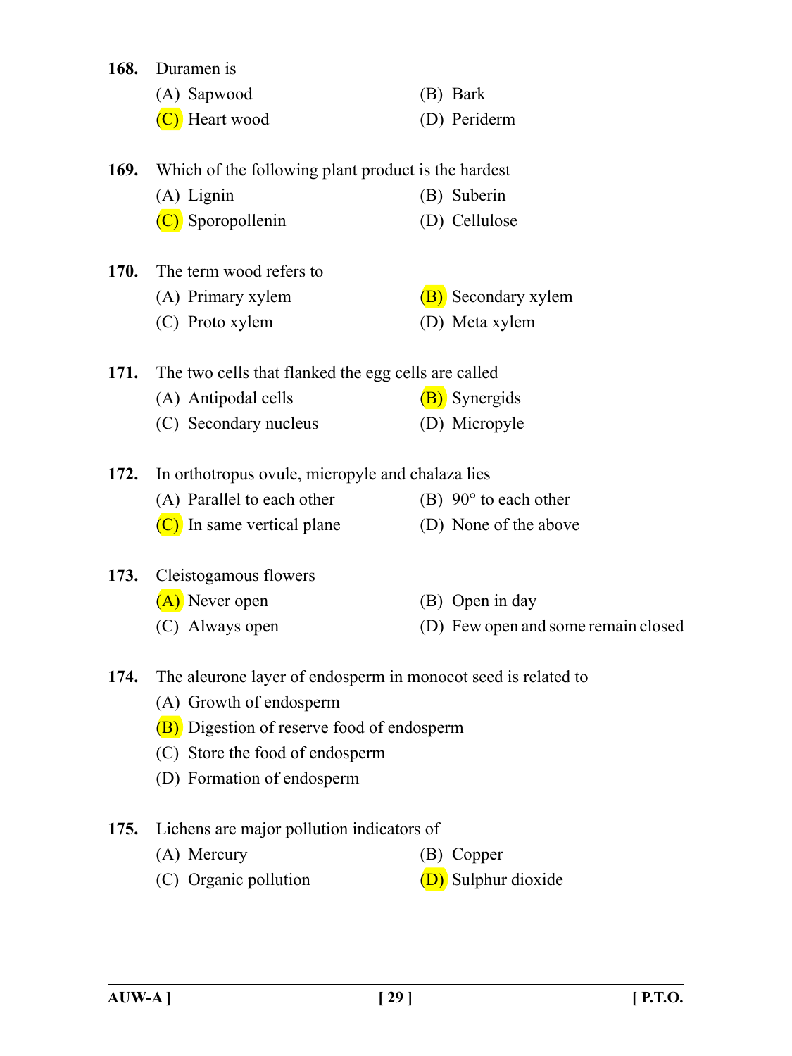**168.** Duramen is

(A) Sapwood

(B) Bark

(C) Heart wood

(D) Periderm

**169.** Which of the following plant product is the hardest

(A) Lignin

(B) Suberin

(C) Sporopollenin

(D) Cellulose

**170.** The term wood refers to

(A) Primary xylem

(B) Secondary xylem

(C) Proto xylem

(D) Meta xylem

**171.** The two cells that flanked the egg cells are called

(A) Antipodal cells

(B) Synergids

(C) Secondary nucleus

(D) Micropyle

**172.** In orthotropus ovule, micropyle and chalaza lies

(A) Parallel to each other

(B) 90° to each other

(C) In same vertical plane

(D) None of the above

**173.** Cleistogamous flowers

(A) Never open

(B) Open in day

(C) Always open

(D) Few open and some remain closed

**174.** The aleurone layer of endosperm in monocot seed is related to

(A) Growth of endosperm

(B) Digestion of reserve food of endosperm

(C) Store the food of endosperm

(D) Formation of endosperm

**175.** Lichens are major pollution indicators of

(A) Mercury

(B) Copper

(C) Organic pollution

(D) Sulphur dioxide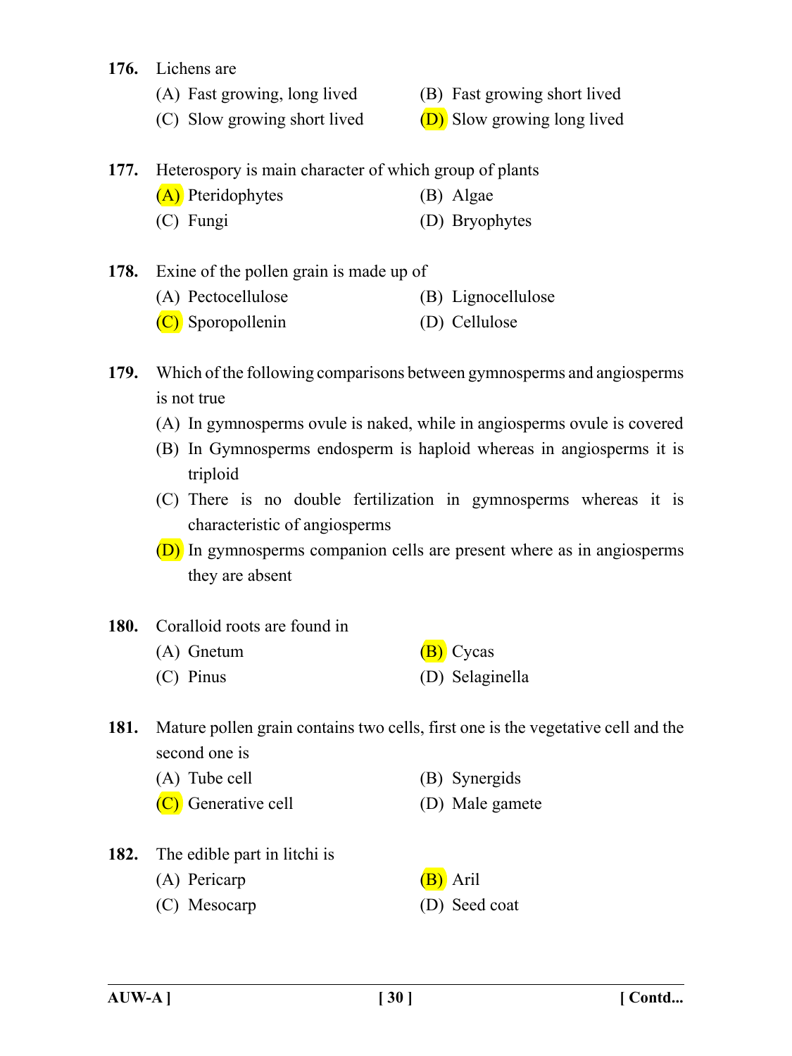**176.** Lichens are

(A) Fast growing, long lived

(B) Fast growing short lived

(C) Slow growing short lived

(D) Slow growing long lived

**177.** Heterospory is main character of which group of plants

(A) Pteridophytes

(B) Algae

(C) Fungi

(D) Bryophytes

**178.** Exine of the pollen grain is made up of

(A) Pectocellulose

(B) Lignocellulose

(C) Sporopollenin

(D) Cellulose

**179.** Which of the following comparisons between gymnosperms and angiosperms is not true

(A) In gymnosperms ovule is naked, while in angiosperms ovule is covered

(B) In Gymnosperms endosperm is haploid whereas in angiosperms it is triploid

(C) There is no double fertilization in gymnosperms whereas it is characteristic of angiosperms

(D) In gymnosperms companion cells are present where as in angiosperms they are absent

**180.** Coralloid roots are found in

(A) Gnetum

(B) Cycas

(C) Pinus

(D) Selaginella

**181.** Mature pollen grain contains two cells, first one is the vegetative cell and the second one is

(A) Tube cell

(B) Synergids

(C) Generative cell

(D) Male gamete

**182.** The edible part in litchi is

(A) Pericarp

(B) Aril

(C) Mesocarp

(D) Seed coat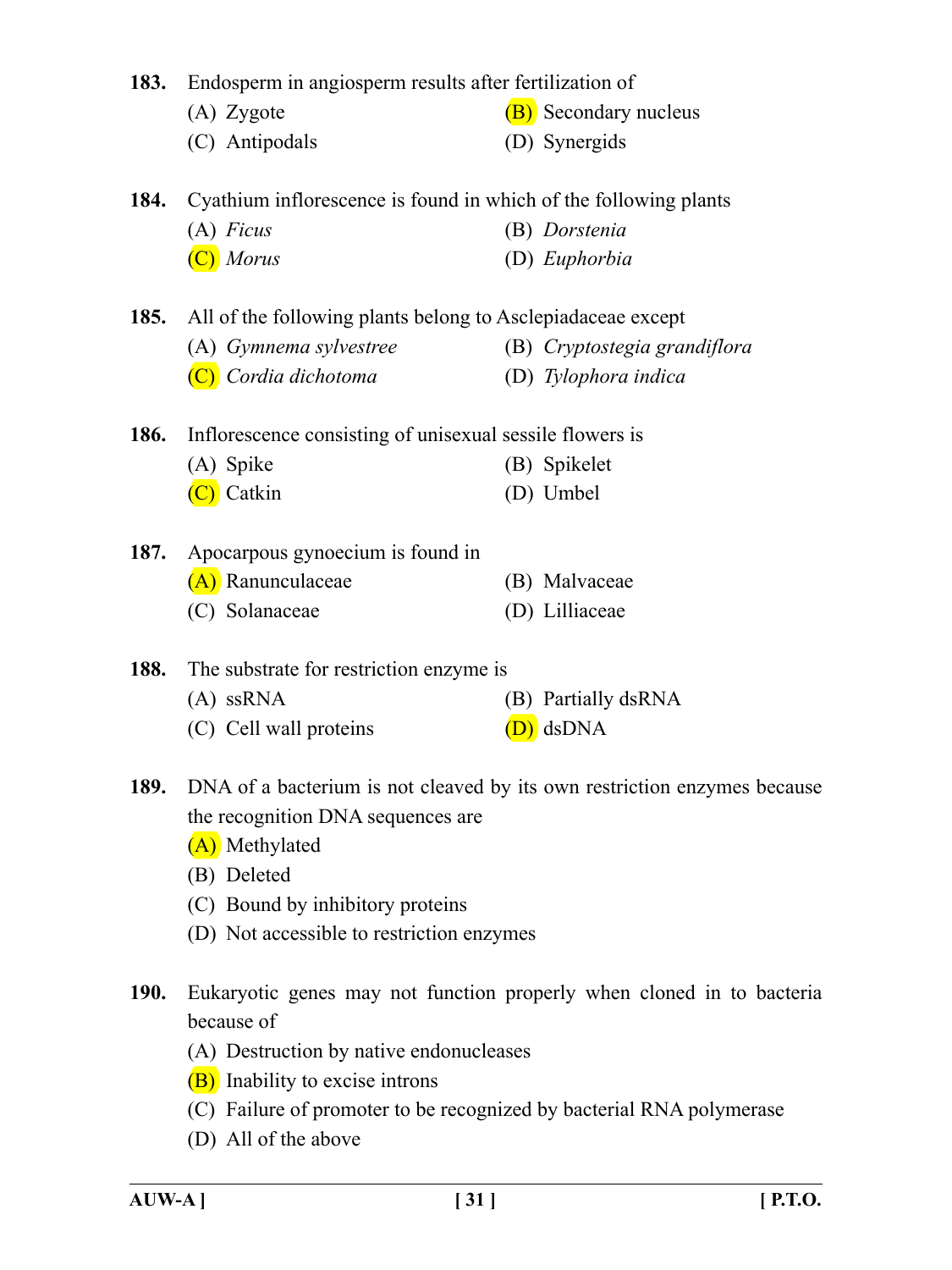**183.** Endosperm in angiosperm results after fertilization of

(A) Zygote
(B) Secondary nucleus
(C) Antipodals
(D) Synergids

**184.** Cyathium inflorescence is found in which of the following plants

(A) *Ficus*
(B) *Dorstenia*
(C) *Morus*
(D) *Euphorbia*

**185.** All of the following plants belong to Asclepiadaceae except

(A) *Gymnema sylvestree*
(B) *Cryptostegia grandiflora*
(C) *Cordia dichotoma*
(D) *Tylophora indica*

**186.** Inflorescence consisting of unisexual sessile flowers is

(A) Spike
(B) Spikelet
(C) Catkin
(D) Umbel

**187.** Apocarpous gynoecium is found in

(A) Ranunculaceae
(B) Malvaceae
(C) Solanaceae
(D) Lilliaceae

**188.** The substrate for restriction enzyme is

(A) ssRNA
(B) Partially dsRNA
(C) Cell wall proteins
(D) dsDNA

**189.** DNA of a bacterium is not cleaved by its own restriction enzymes because the recognition DNA sequences are

(A) Methylated
(B) Deleted
(C) Bound by inhibitory proteins
(D) Not accessible to restriction enzymes

**190.** Eukaryotic genes may not function properly when cloned in to bacteria because of

(A) Destruction by native endonucleases
(B) Inability to excise introns
(C) Failure of promoter to be recognized by bacterial RNA polymerase
(D) All of the above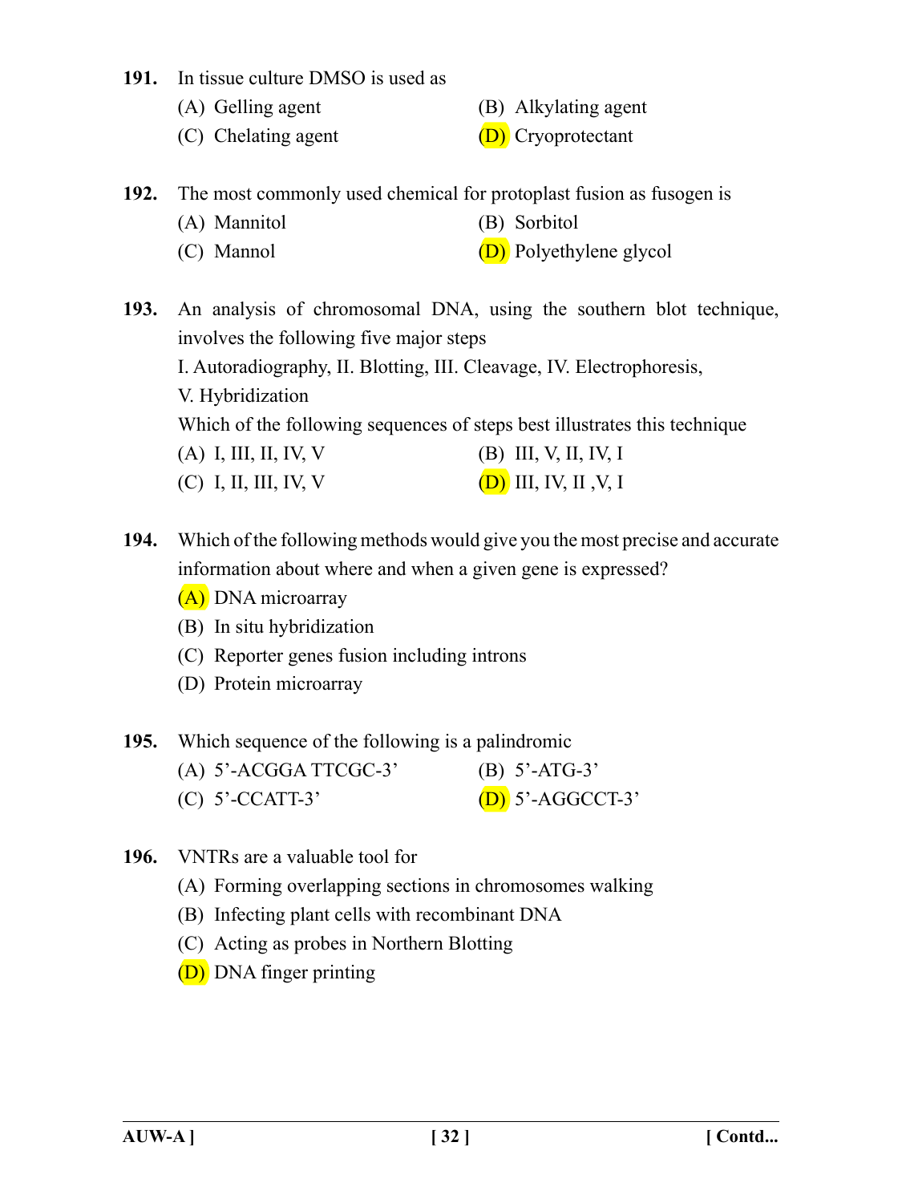**191.** In tissue culture DMSO is used as

(A) Gelling agent

(B) Alkylating agent

(C) Chelating agent

(D) Cryoprotectant

**192.** The most commonly used chemical for protoplast fusion as fusogen is

(A) Mannitol

(B) Sorbitol

(C) Mannol

(D) Polyethylene glycol

**193.** An analysis of chromosomal DNA, using the southern blot technique, involves the following five major steps

I. Autoradiography, II. Blotting, III. Cleavage, IV. Electrophoresis, V. Hybridization

Which of the following sequences of steps best illustrates this technique

(A) I, III, II, IV, V

(B) III, V, II, IV, I

(C) I, II, III, IV, V

(D) III, IV, II ,V, I

**194.** Which of the following methods would give you the most precise and accurate information about where and when a given gene is expressed?

(A) DNA microarray

(B) In situ hybridization

(C) Reporter genes fusion including introns

(D) Protein microarray

**195.** Which sequence of the following is a palindromic

(A) 5'-ACGGA TTCGC-3'

(B) 5'-ATG-3'

(C) 5'-CCATT-3'

(D) 5'-AGGCCT-3'

**196.** VNTRs are a valuable tool for

(A) Forming overlapping sections in chromosomes walking

(B) Infecting plant cells with recombinant DNA

(C) Acting as probes in Northern Blotting

(D) DNA finger printing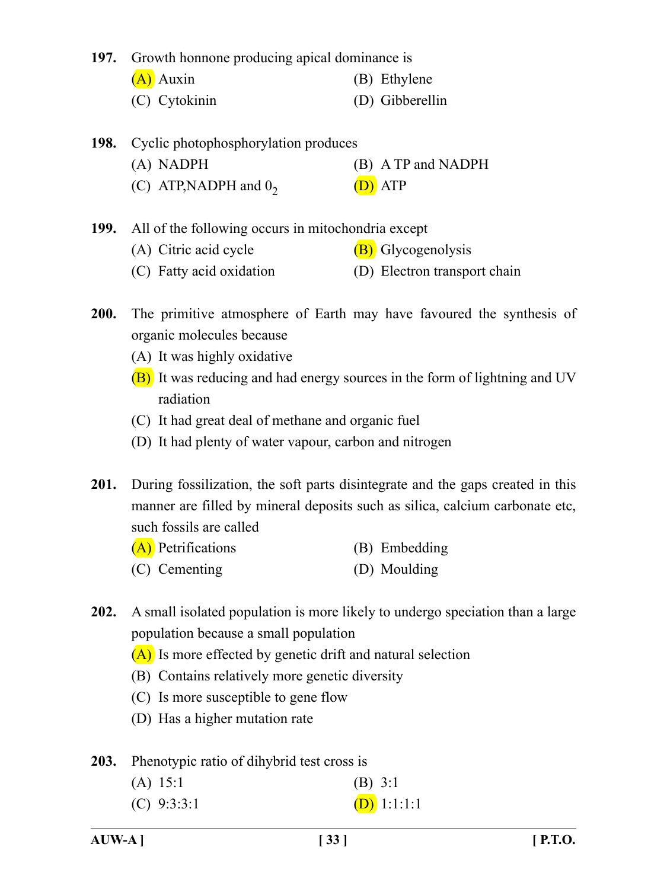**197.** Growth honnone producing apical dominance is

(A) Auxin (B) Ethylene

(C) Cytokinin (D) Gibberellin

**198.** Cyclic photophosphorylation produces

(A) NADPH (B) A TP and NADPH

(C) ATP,NADPH and $0_2$ (D) ATP

**199.** All of the following occurs in mitochondria except

(A) Citric acid cycle (B) Glycogenolysis

(C) Fatty acid oxidation (D) Electron transport chain

**200.** The primitive atmosphere of Earth may have favoured the synthesis of organic molecules because

(A) It was highly oxidative

(B) It was reducing and had energy sources in the form of lightning and UV radiation

(C) It had great deal of methane and organic fuel

(D) It had plenty of water vapour, carbon and nitrogen

**201.** During fossilization, the soft parts disintegrate and the gaps created in this manner are filled by mineral deposits such as silica, calcium carbonate etc, such fossils are called

(A) Petrifications (B) Embedding

(C) Cementing (D) Moulding

**202.** A small isolated population is more likely to undergo speciation than a large population because a small population

(A) Is more effected by genetic drift and natural selection

(B) Contains relatively more genetic diversity

(C) Is more susceptible to gene flow

(D) Has a higher mutation rate

**203.** Phenotypic ratio of dihybrid test cross is

(A) 15:1 (B) 3:1

(C) 9:3:3:1 (D) 1:1:1:1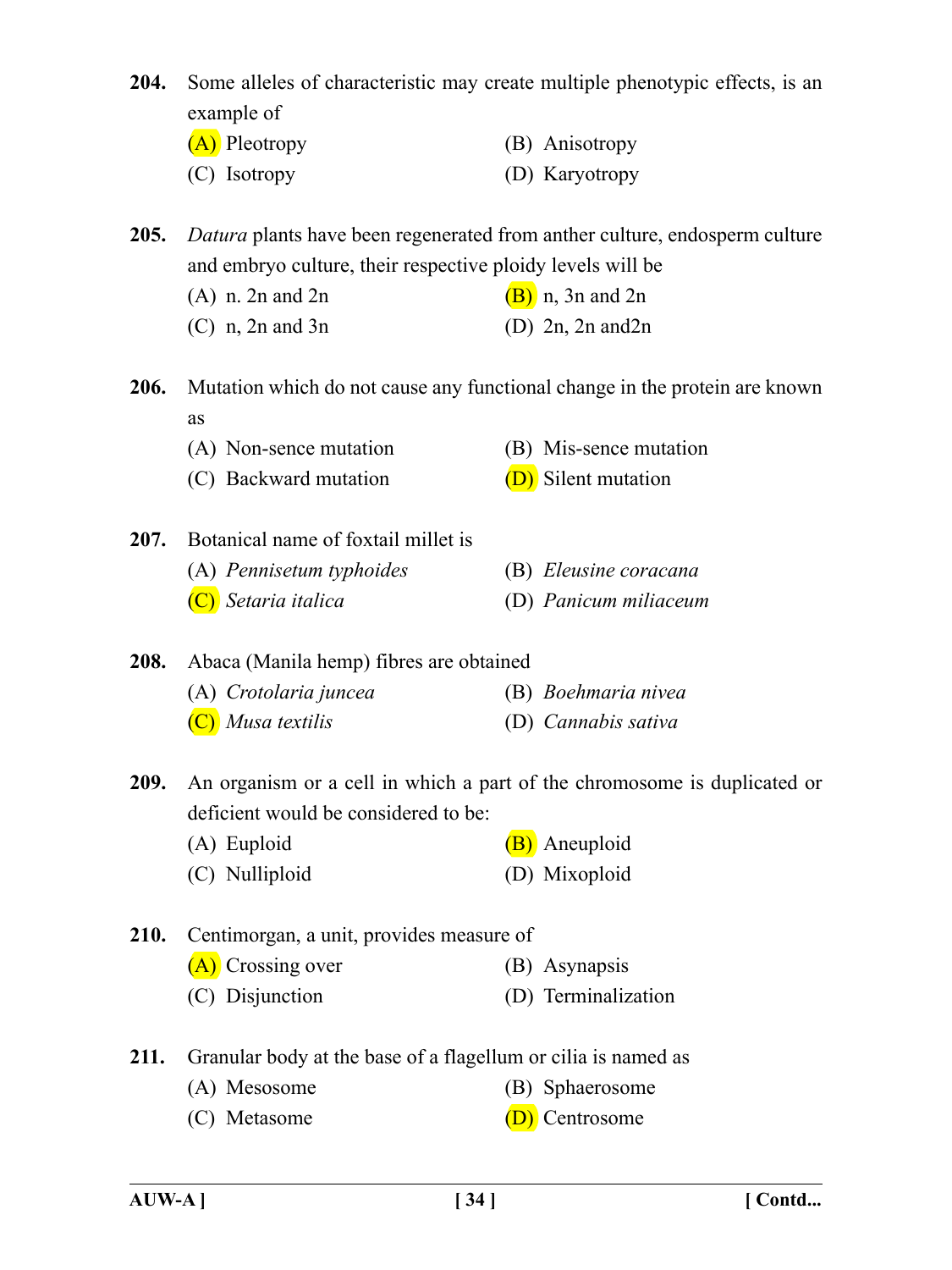**204.** Some alleles of characteristic may create multiple phenotypic effects, is an example of

(A) Pleotropy (B) Anisotropy

(C) Isotropy (D) Karyotropy

**205.** *Datura* plants have been regenerated from anther culture, endosperm culture and embryo culture, their respective ploidy levels will be

(A) n. 2n and 2n (B) n, 3n and 2n

(C) n, 2n and 3n (D) 2n, 2n and2n

**206.** Mutation which do not cause any functional change in the protein are known as

(A) Non-sence mutation (B) Mis-sence mutation

(C) Backward mutation (D) Silent mutation

**207.** Botanical name of foxtail millet is

(A) *Pennisetum typhoides* (B) *Eleusine coracana*

(C) *Setaria italica* (D) *Panicum miliaceum*

**208.** Abaca (Manila hemp) fibres are obtained

(A) *Crotolaria juncea* (B) *Boehmaria nivea*

(C) *Musa textilis* (D) *Cannabis sativa*

**209.** An organism or a cell in which a part of the chromosome is duplicated or deficient would be considered to be:

(A) Euploid (B) Aneuploid

(C) Nulliploid (D) Mixoploid

**210.** Centimorgan, a unit, provides measure of

(A) Crossing over (B) Asynapsis

(C) Disjunction (D) Terminalization

**211.** Granular body at the base of a flagellum or cilia is named as

(A) Mesosome (B) Sphaerosome

(C) Metasome (D) Centrosome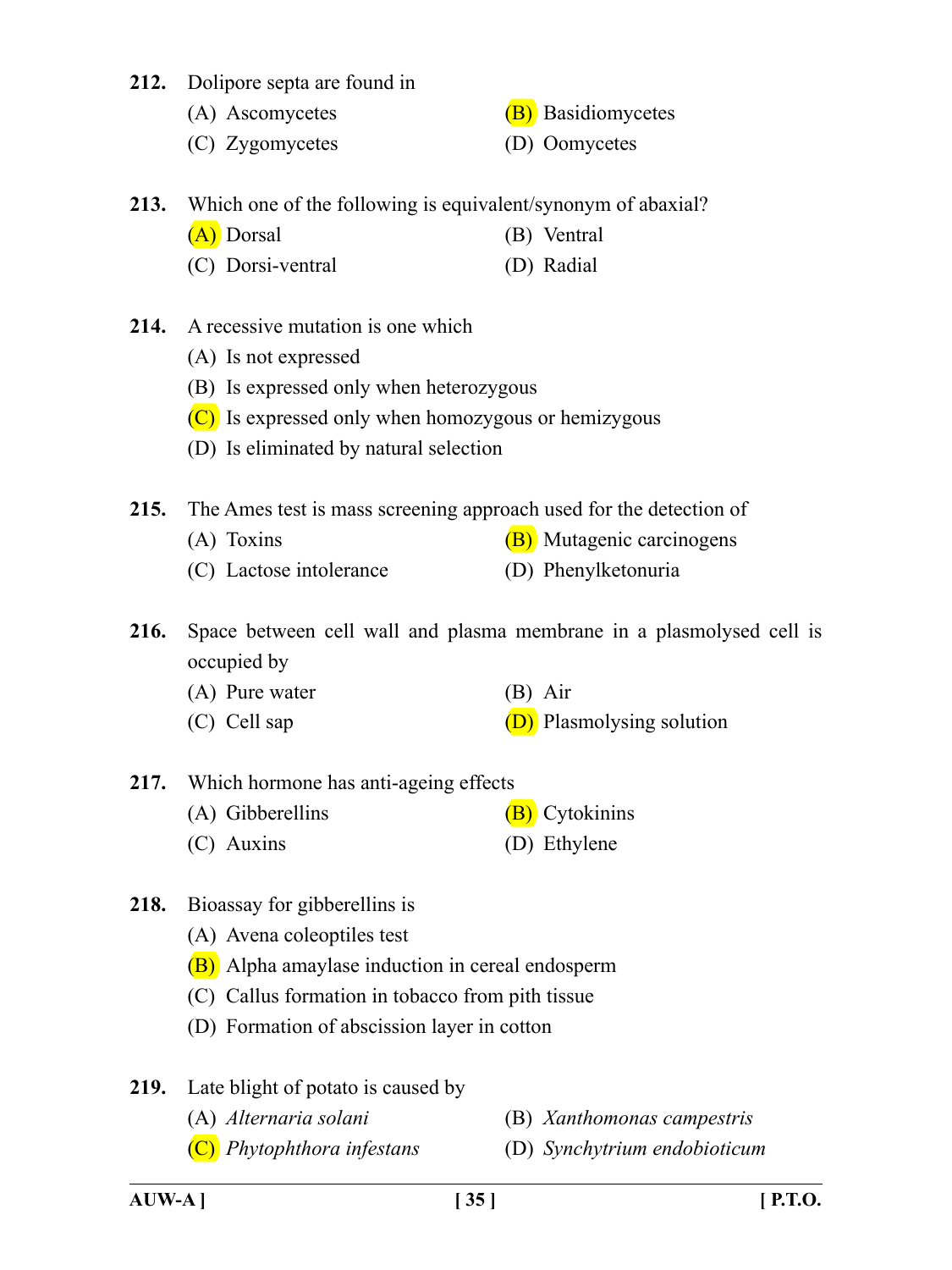**212.** Dolipore septa are found in

(A) Ascomycetes
(B) Basidiomycetes
(C) Zygomycetes
(D) Oomycetes

**213.** Which one of the following is equivalent/synonym of abaxial?

(A) Dorsal
(B) Ventral
(C) Dorsi-ventral
(D) Radial

**214.** A recessive mutation is one which

(A) Is not expressed
(B) Is expressed only when heterozygous
(C) Is expressed only when homozygous or hemizygous
(D) Is eliminated by natural selection

**215.** The Ames test is mass screening approach used for the detection of

(A) Toxins
(B) Mutagenic carcinogens
(C) Lactose intolerance
(D) Phenylketonuria

**216.** Space between cell wall and plasma membrane in a plasmolysed cell is occupied by

(A) Pure water
(B) Air
(C) Cell sap
(D) Plasmolysing solution

**217.** Which hormone has anti-ageing effects

(A) Gibberellins
(B) Cytokinins
(C) Auxins
(D) Ethylene

**218.** Bioassay for gibberellins is

(A) Avena coleoptiles test
(B) Alpha amaylase induction in cereal endosperm
(C) Callus formation in tobacco from pith tissue
(D) Formation of abscission layer in cotton

**219.** Late blight of potato is caused by

(A) *Alternaria solani*
(B) *Xanthomonas campestris*
(C) *Phytophthora infestans*
(D) *Synchytrium endobioticum*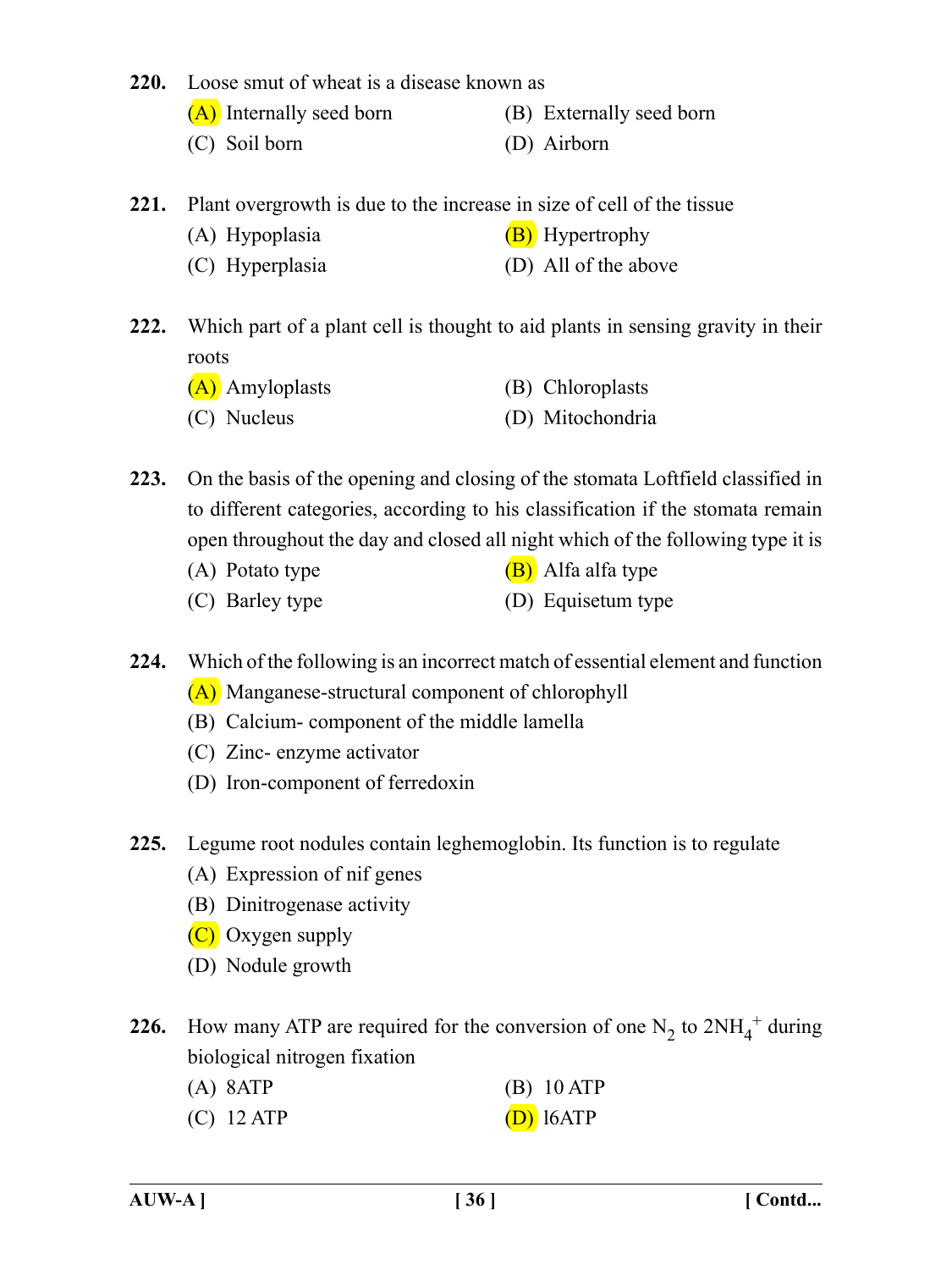**220.** Loose smut of wheat is a disease known as

(A) Internally seed born (B) Externally seed born

(C) Soil born (D) Airborn

**221.** Plant overgrowth is due to the increase in size of cell of the tissue

(A) Hypoplasia (B) Hypertrophy

(C) Hyperplasia (D) All of the above

**222.** Which part of a plant cell is thought to aid plants in sensing gravity in their roots

(A) Amyloplasts (B) Chloroplasts

(C) Nucleus (D) Mitochondria

**223.** On the basis of the opening and closing of the stomata Loftfield classified in to different categories, according to his classification if the stomata remain open throughout the day and closed all night which of the following type it is

(A) Potato type (B) Alfa alfa type

(C) Barley type (D) Equisetum type

**224.** Which of the following is an incorrect match of essential element and function

(A) Manganese-structural component of chlorophyll

(B) Calcium- component of the middle lamella

(C) Zinc- enzyme activator

(D) Iron-component of ferredoxin

**225.** Legume root nodules contain leghemoglobin. Its function is to regulate

(A) Expression of nif genes

(B) Dinitrogenase activity

(C) Oxygen supply

(D) Nodule growth

**226.** How many ATP are required for the conversion of one $N_2$ to $2NH_4^+$ during biological nitrogen fixation

(A) 8ATP (B) 10 ATP

(C) 12 ATP (D) 16ATP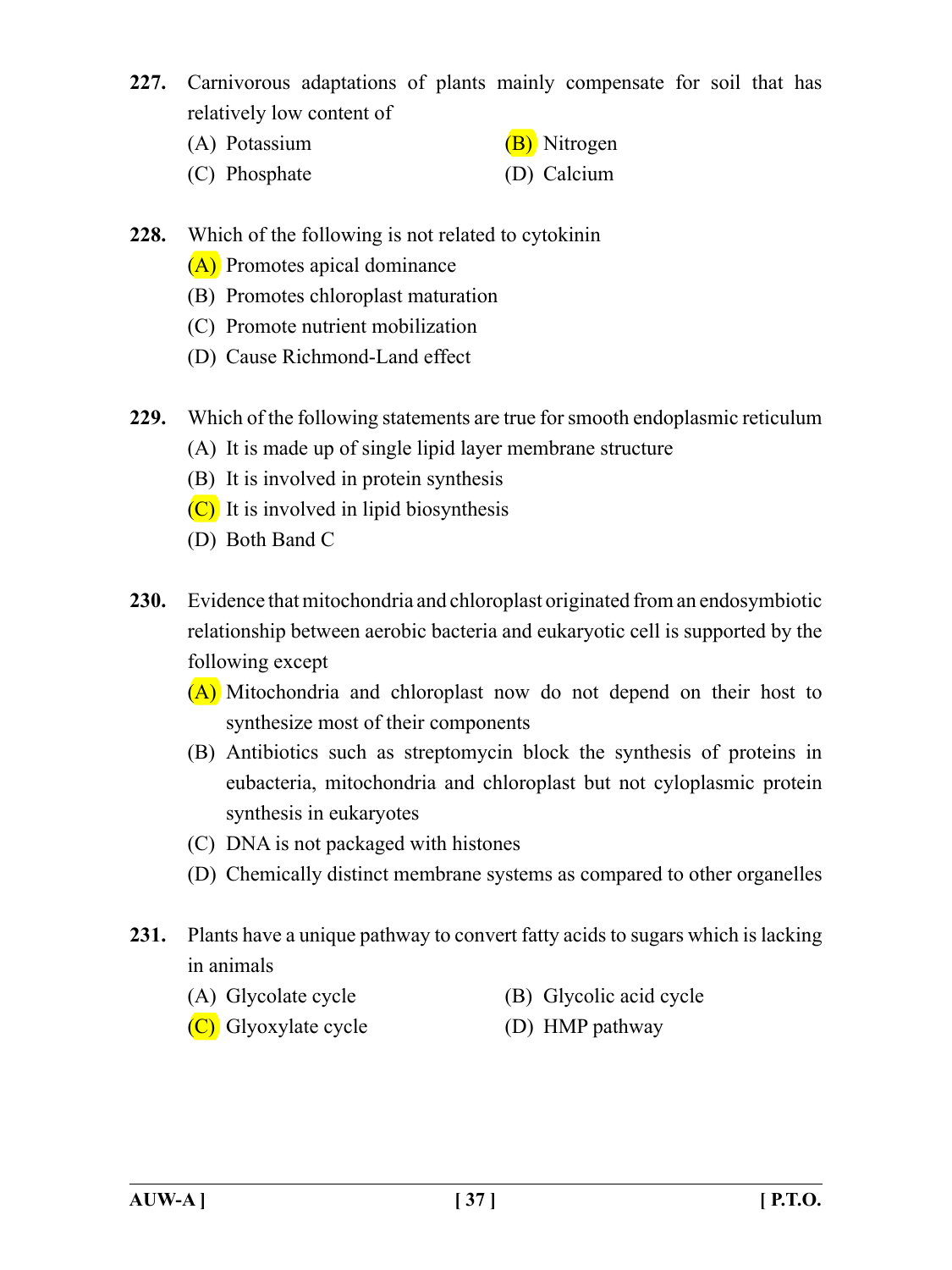**227.** Carnivorous adaptations of plants mainly compensate for soil that has relatively low content of

(A) Potassium
(B) Nitrogen
(C) Phosphate
(D) Calcium

**228.** Which of the following is not related to cytokinin

(A) Promotes apical dominance
(B) Promotes chloroplast maturation
(C) Promote nutrient mobilization
(D) Cause Richmond-Land effect

**229.** Which of the following statements are true for smooth endoplasmic reticulum

(A) It is made up of single lipid layer membrane structure
(B) It is involved in protein synthesis
(C) It is involved in lipid biosynthesis
(D) Both Band C

**230.** Evidence that mitochondria and chloroplast originated from an endosymbiotic relationship between aerobic bacteria and eukaryotic cell is supported by the following except

(A) Mitochondria and chloroplast now do not depend on their host to synthesize most of their components
(B) Antibiotics such as streptomycin block the synthesis of proteins in eubacteria, mitochondria and chloroplast but not cyloplasmic protein synthesis in eukaryotes
(C) DNA is not packaged with histones
(D) Chemically distinct membrane systems as compared to other organelles

**231.** Plants have a unique pathway to convert fatty acids to sugars which is lacking in animals

(A) Glycolate cycle
(B) Glycolic acid cycle
(C) Glyoxylate cycle
(D) HMP pathway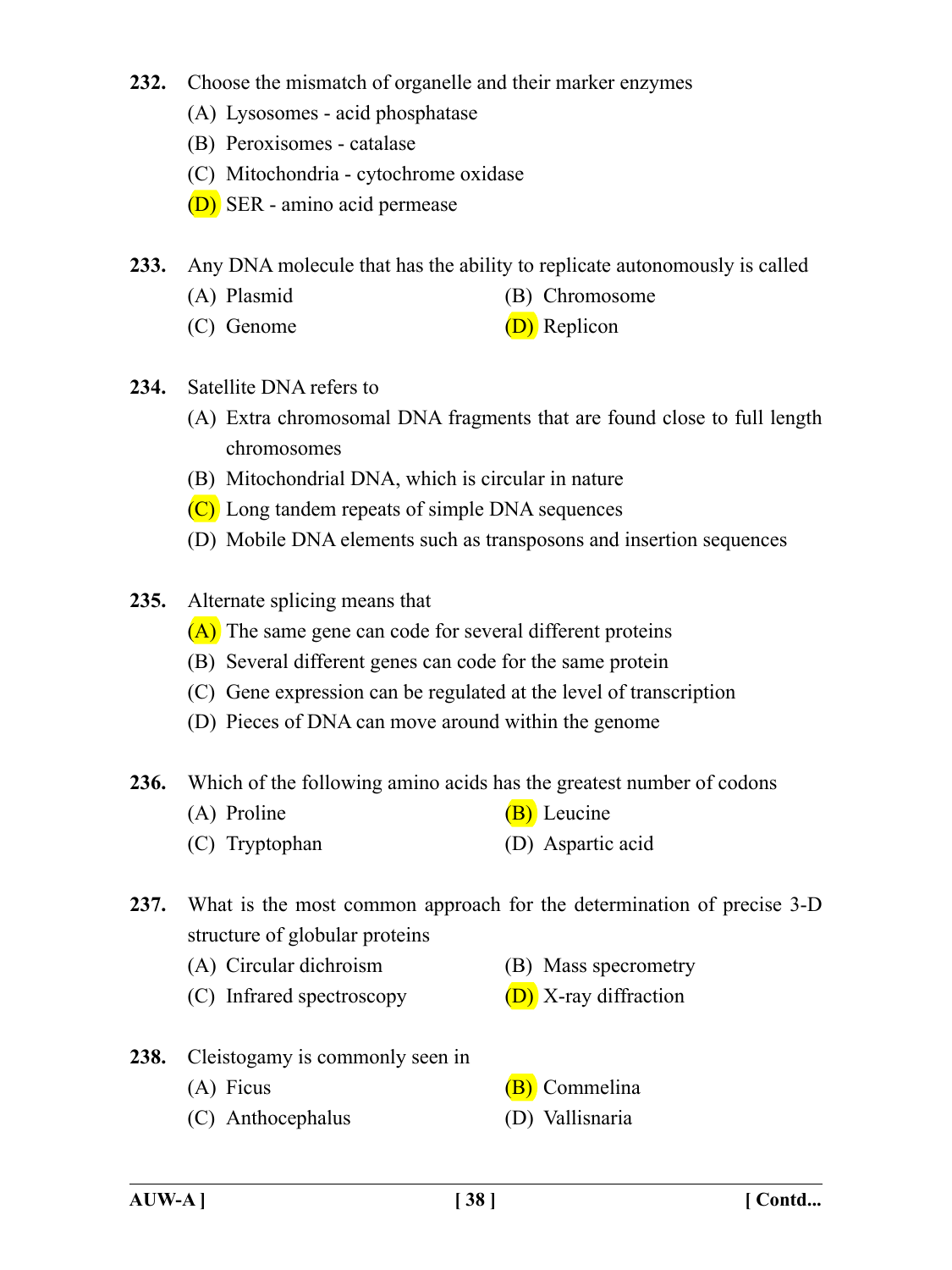**232.** Choose the mismatch of organelle and their marker enzymes

(A) Lysosomes - acid phosphatase

(B) Peroxisomes - catalase

(C) Mitochondria - cytochrome oxidase

(D) SER - amino acid permease

**233.** Any DNA molecule that has the ability to replicate autonomously is called

(A) Plasmid

(B) Chromosome

(C) Genome

(D) Replicon

**234.** Satellite DNA refers to

(A) Extra chromosomal DNA fragments that are found close to full length chromosomes

(B) Mitochondrial DNA, which is circular in nature

(C) Long tandem repeats of simple DNA sequences

(D) Mobile DNA elements such as transposons and insertion sequences

**235.** Alternate splicing means that

(A) The same gene can code for several different proteins

(B) Several different genes can code for the same protein

(C) Gene expression can be regulated at the level of transcription

(D) Pieces of DNA can move around within the genome

**236.** Which of the following amino acids has the greatest number of codons

(A) Proline

(B) Leucine

(C) Tryptophan

(D) Aspartic acid

**237.** What is the most common approach for the determination of precise 3-D structure of globular proteins

(A) Circular dichroism

(B) Mass specrometry

(C) Infrared spectroscopy

(D) X-ray diffraction

**238.** Cleistogamy is commonly seen in

(A) Ficus

(B) Commelina

(C) Anthocephalus

(D) Vallisnaria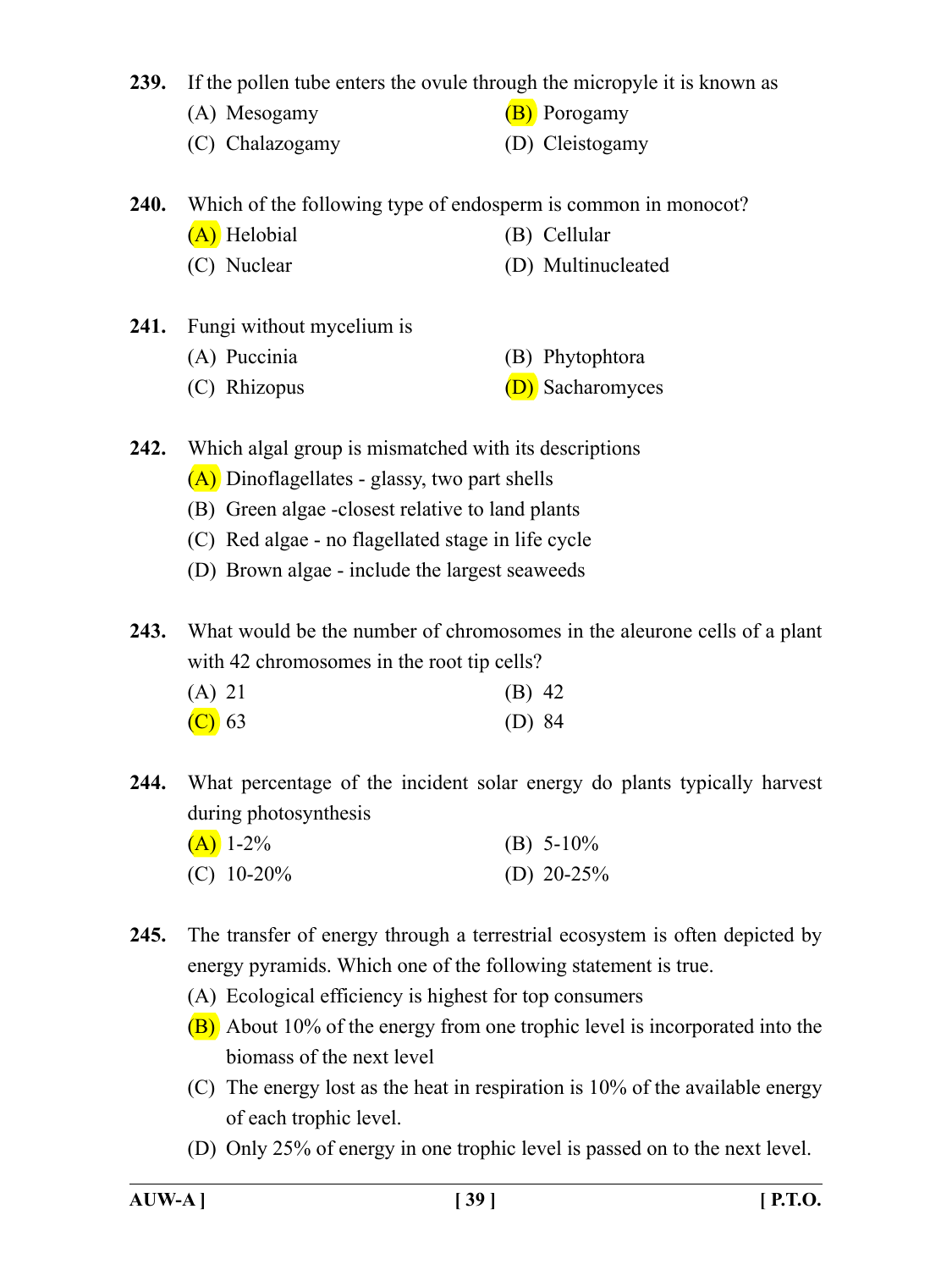**239.** If the pollen tube enters the ovule through the micropyle it is known as

(A) Mesogamy
(B) Porogamy
(C) Chalazogamy
(D) Cleistogamy

**240.** Which of the following type of endosperm is common in monocot?

(A) Helobial
(B) Cellular
(C) Nuclear
(D) Multinucleated

**241.** Fungi without mycelium is

(A) Puccinia
(B) Phytophtora
(C) Rhizopus
(D) Sacharomyces

**242.** Which algal group is mismatched with its descriptions

(A) Dinoflagellates - glassy, two part shells
(B) Green algae -closest relative to land plants
(C) Red algae - no flagellated stage in life cycle
(D) Brown algae - include the largest seaweeds

**243.** What would be the number of chromosomes in the aleurone cells of a plant with 42 chromosomes in the root tip cells?

(A) 21
(B) 42
(C) 63
(D) 84

**244.** What percentage of the incident solar energy do plants typically harvest during photosynthesis

(A) 1-2%
(B) 5-10%
(C) 10-20%
(D) 20-25%

**245.** The transfer of energy through a terrestrial ecosystem is often depicted by energy pyramids. Which one of the following statement is true.

(A) Ecological efficiency is highest for top consumers
(B) About 10% of the energy from one trophic level is incorporated into the biomass of the next level
(C) The energy lost as the heat in respiration is 10% of the available energy of each trophic level.
(D) Only 25% of energy in one trophic level is passed on to the next level.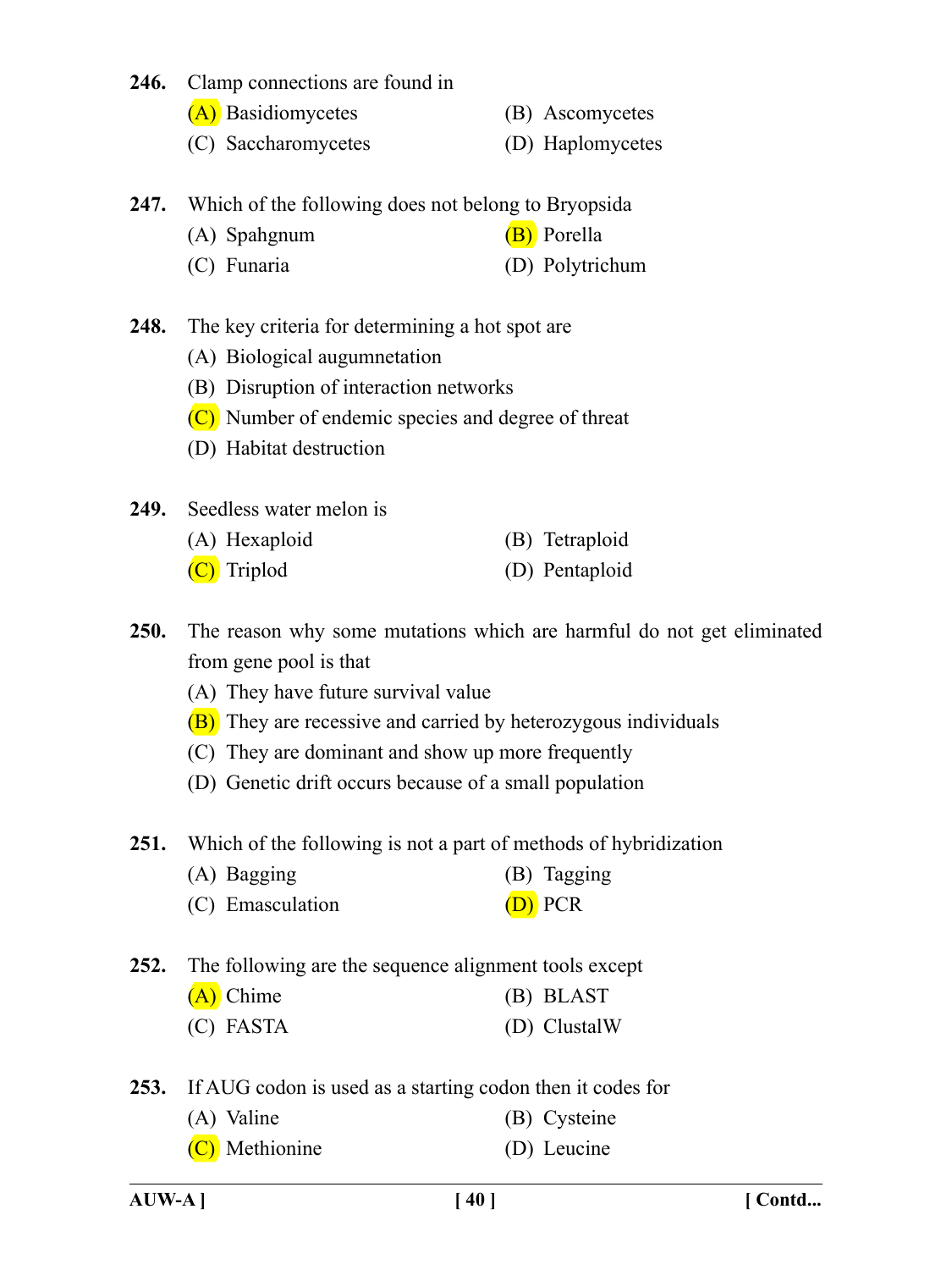**246.** Clamp connections are found in

(A) Basidiomycetes (B) Ascomycetes

(C) Saccharomycetes (D) Haplomycetes

**247.** Which of the following does not belong to Bryopsida

(A) Spahgnum (B) Porella

(C) Funaria (D) Polytrichum

**248.** The key criteria for determining a hot spot are

(A) Biological augumnetation

(B) Disruption of interaction networks

(C) Number of endemic species and degree of threat

(D) Habitat destruction

**249.** Seedless water melon is

(A) Hexaploid (B) Tetraploid

(C) Triplod (D) Pentaploid

**250.** The reason why some mutations which are harmful do not get eliminated from gene pool is that

(A) They have future survival value

(B) They are recessive and carried by heterozygous individuals

(C) They are dominant and show up more frequently

(D) Genetic drift occurs because of a small population

**251.** Which of the following is not a part of methods of hybridization

(A) Bagging (B) Tagging

(C) Emasculation (D) PCR

**252.** The following are the sequence alignment tools except

(A) Chime (B) BLAST

(C) FASTA (D) ClustalW

**253.** If AUG codon is used as a starting codon then it codes for

(A) Valine (B) Cysteine

(C) Methionine (D) Leucine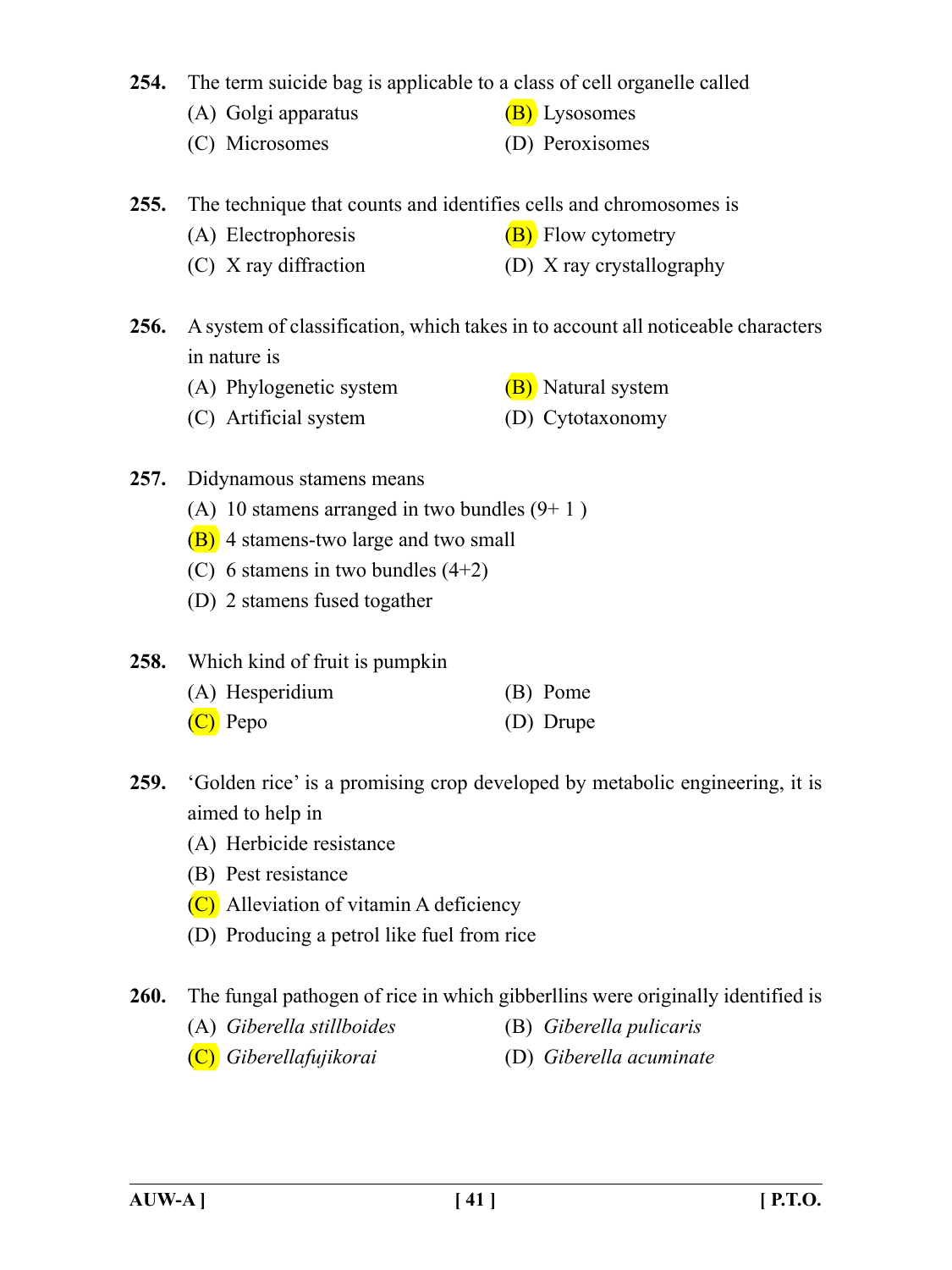**254.** The term suicide bag is applicable to a class of cell organelle called

(A) Golgi apparatus
(B) Lysosomes
(C) Microsomes
(D) Peroxisomes

**255.** The technique that counts and identifies cells and chromosomes is

(A) Electrophoresis
(B) Flow cytometry
(C) X ray diffraction
(D) X ray crystallography

**256.** A system of classification, which takes in to account all noticeable characters in nature is

(A) Phylogenetic system
(B) Natural system
(C) Artificial system
(D) Cytotaxonomy

**257.** Didynamous stamens means

(A) 10 stamens arranged in two bundles (9+ 1 )
(B) 4 stamens-two large and two small
(C) 6 stamens in two bundles (4+2)
(D) 2 stamens fused togather

**258.** Which kind of fruit is pumpkin

(A) Hesperidium
(B) Pome
(C) Pepo
(D) Drupe

**259.** 'Golden rice' is a promising crop developed by metabolic engineering, it is aimed to help in

(A) Herbicide resistance
(B) Pest resistance
(C) Alleviation of vitamin A deficiency
(D) Producing a petrol like fuel from rice

**260.** The fungal pathogen of rice in which gibberllins were originally identified is

(A) *Giberella stillboides*
(B) *Giberella pulicaris*
(C) *Giberellafujikorai*
(D) *Giberella acuminate*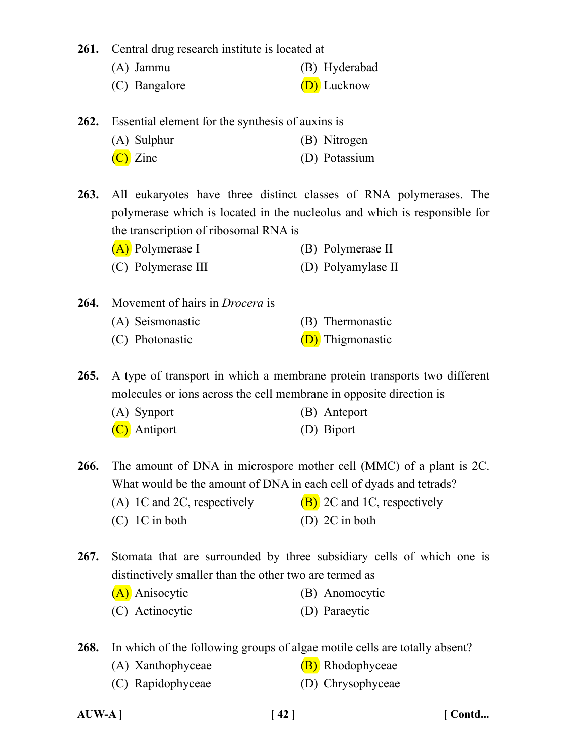**261.** Central drug research institute is located at

(A) Jammu

(B) Hyderabad

(C) Bangalore

(D) Lucknow

**262.** Essential element for the synthesis of auxins is

(A) Sulphur

(B) Nitrogen

(C) Zinc

(D) Potassium

**263.** All eukaryotes have three distinct classes of RNA polymerases. The polymerase which is located in the nucleolus and which is responsible for the transcription of ribosomal RNA is

(A) Polymerase I

(B) Polymerase II

(C) Polymerase III

(D) Polyamylase II

**264.** Movement of hairs in *Drocera* is

(A) Seismonastic

(B) Thermonastic

(C) Photonastic

(D) Thigmonastic

**265.** A type of transport in which a membrane protein transports two different molecules or ions across the cell membrane in opposite direction is

(A) Synport

(B) Anteport

(C) Antiport

(D) Biport

**266.** The amount of DNA in microspore mother cell (MMC) of a plant is 2C. What would be the amount of DNA in each cell of dyads and tetrads?

(A) 1C and 2C, respectively

(B) 2C and 1C, respectively

(C) 1C in both

(D) 2C in both

**267.** Stomata that are surrounded by three subsidiary cells of which one is distinctively smaller than the other two are termed as

(A) Anisocytic

(B) Anomocytic

(C) Actinocytic

(D) Paraeytic

**268.** In which of the following groups of algae motile cells are totally absent?

(A) Xanthophyceae

(B) Rhodophyceae

(C) Rapidophyceae

(D) Chrysophyceae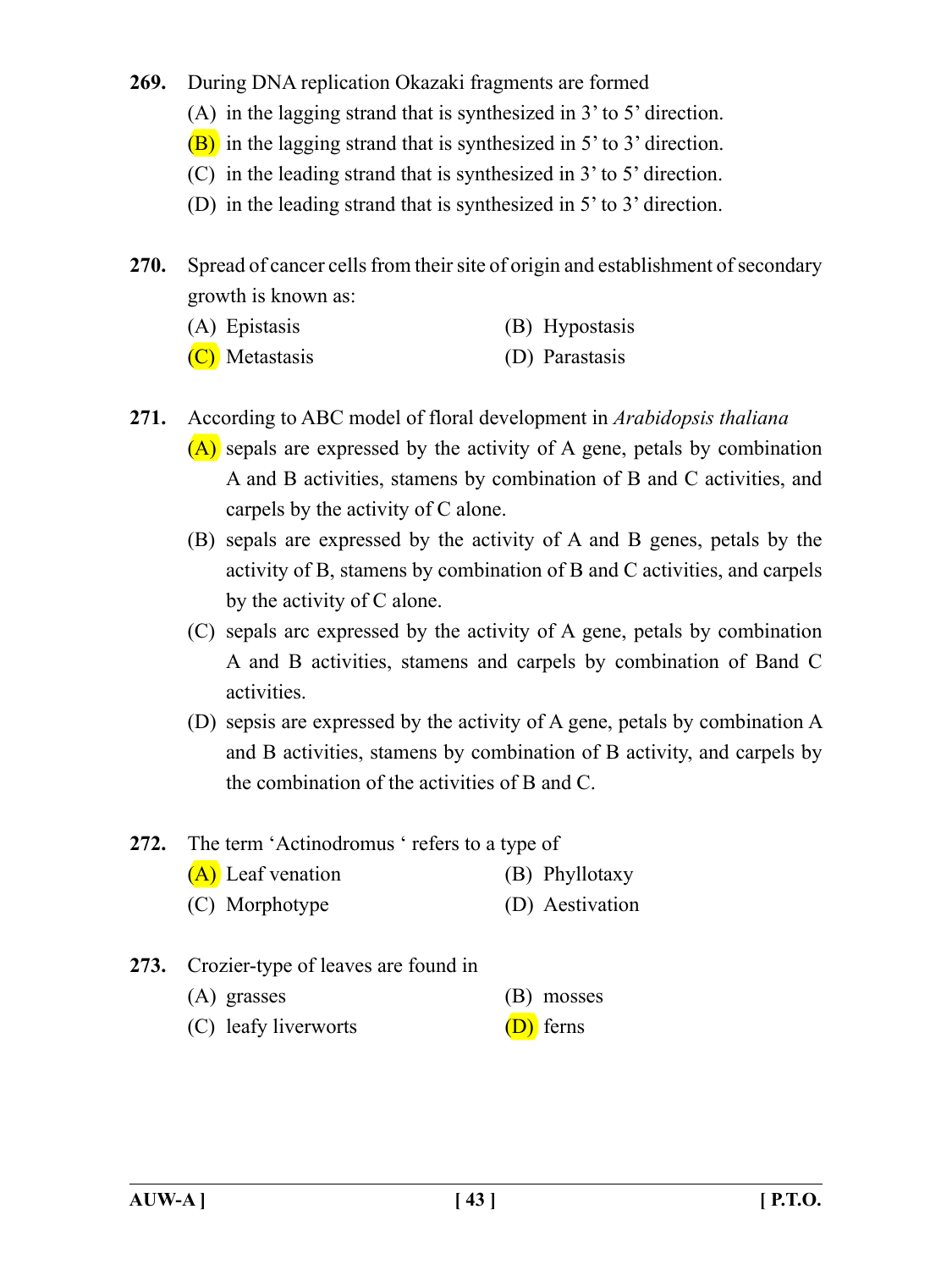**269.** During DNA replication Okazaki fragments are formed

(A) in the lagging strand that is synthesized in 3' to 5' direction.

(B) in the lagging strand that is synthesized in 5' to 3' direction.

(C) in the leading strand that is synthesized in 3' to 5' direction.

(D) in the leading strand that is synthesized in 5' to 3' direction.

**270.** Spread of cancer cells from their site of origin and establishment of secondary growth is known as:

(A) Epistasis

(B) Hypostasis

(C) Metastasis

(D) Parastasis

**271.** According to ABC model of floral development in *Arabidopsis thaliana*

(A) sepals are expressed by the activity of A gene, petals by combination A and B activities, stamens by combination of B and C activities, and carpels by the activity of C alone.

(B) sepals are expressed by the activity of A and B genes, petals by the activity of B, stamens by combination of B and C activities, and carpels by the activity of C alone.

(C) sepals arc expressed by the activity of A gene, petals by combination A and B activities, stamens and carpels by combination of Band C activities.

(D) sepsis are expressed by the activity of A gene, petals by combination A and B activities, stamens by combination of B activity, and carpels by the combination of the activities of B and C.

**272.** The term 'Actinodromus ' refers to a type of

(A) Leaf venation

(B) Phyllotaxy

(C) Morphotype

(D) Aestivation

**273.** Crozier-type of leaves are found in

(A) grasses

(B) mosses

(C) leafy liverworts

(D) ferns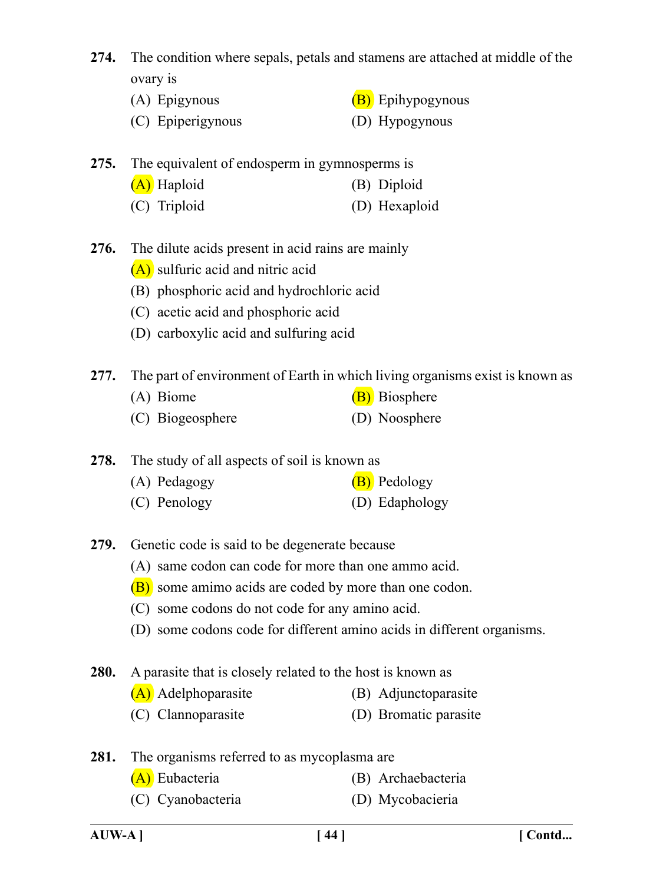**274.** The condition where sepals, petals and stamens are attached at middle of the ovary is

(A) Epigynous
(B) Epihypogynous
(C) Epiperigynous
(D) Hypogynous

**275.** The equivalent of endosperm in gymnosperms is

(A) Haploid
(B) Diploid
(C) Triploid
(D) Hexaploid

**276.** The dilute acids present in acid rains are mainly

(A) sulfuric acid and nitric acid
(B) phosphoric acid and hydrochloric acid
(C) acetic acid and phosphoric acid
(D) carboxylic acid and sulfuring acid

**277.** The part of environment of Earth in which living organisms exist is known as

(A) Biome
(B) Biosphere
(C) Biogeosphere
(D) Noosphere

**278.** The study of all aspects of soil is known as

(A) Pedagogy
(B) Pedology
(C) Penology
(D) Edaphology

**279.** Genetic code is said to be degenerate because

(A) same codon can code for more than one ammo acid.
(B) some amimo acids are coded by more than one codon.
(C) some codons do not code for any amino acid.
(D) some codons code for different amino acids in different organisms.

**280.** A parasite that is closely related to the host is known as

(A) Adelphoparasite
(B) Adjunctoparasite
(C) Clannoparasite
(D) Bromatic parasite

**281.** The organisms referred to as mycoplasma are

(A) Eubacteria
(B) Archaebacteria
(C) Cyanobacteria
(D) Mycobacieria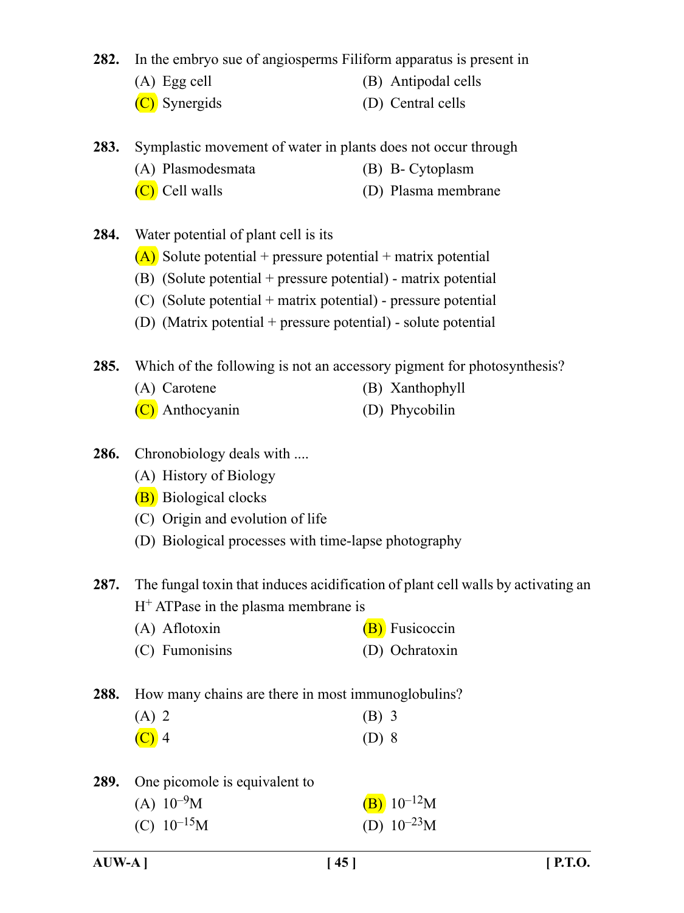**282.** In the embryo sue of angiosperms Filiform apparatus is present in

(A) Egg cell (B) Antipodal cells
(C) Synergids (D) Central cells

**283.** Symplastic movement of water in plants does not occur through

(A) Plasmodesmata (B) B- Cytoplasm
(C) Cell walls (D) Plasma membrane

**284.** Water potential of plant cell is its

(A) Solute potential + pressure potential + matrix potential
(B) (Solute potential + pressure potential) - matrix potential
(C) (Solute potential + matrix potential) - pressure potential
(D) (Matrix potential + pressure potential) - solute potential

**285.** Which of the following is not an accessory pigment for photosynthesis?

(A) Carotene (B) Xanthophyll
(C) Anthocyanin (D) Phycobilin

**286.** Chronobiology deals with ....

(A) History of Biology
(B) Biological clocks
(C) Origin and evolution of life
(D) Biological processes with time-lapse photography

**287.** The fungal toxin that induces acidification of plant cell walls by activating an $H^+$ ATPase in the plasma membrane is

(A) Aflotoxin (B) Fusicoccin
(C) Fumonisins (D) Ochratoxin

**288.** How many chains are there in most immunoglobulins?

(A) 2 (B) 3
(C) 4 (D) 8

**289.** One picomole is equivalent to

(A) $10^{-9}$M (B) $10^{-12}$M
(C) $10^{-15}$M (D) $10^{-23}$M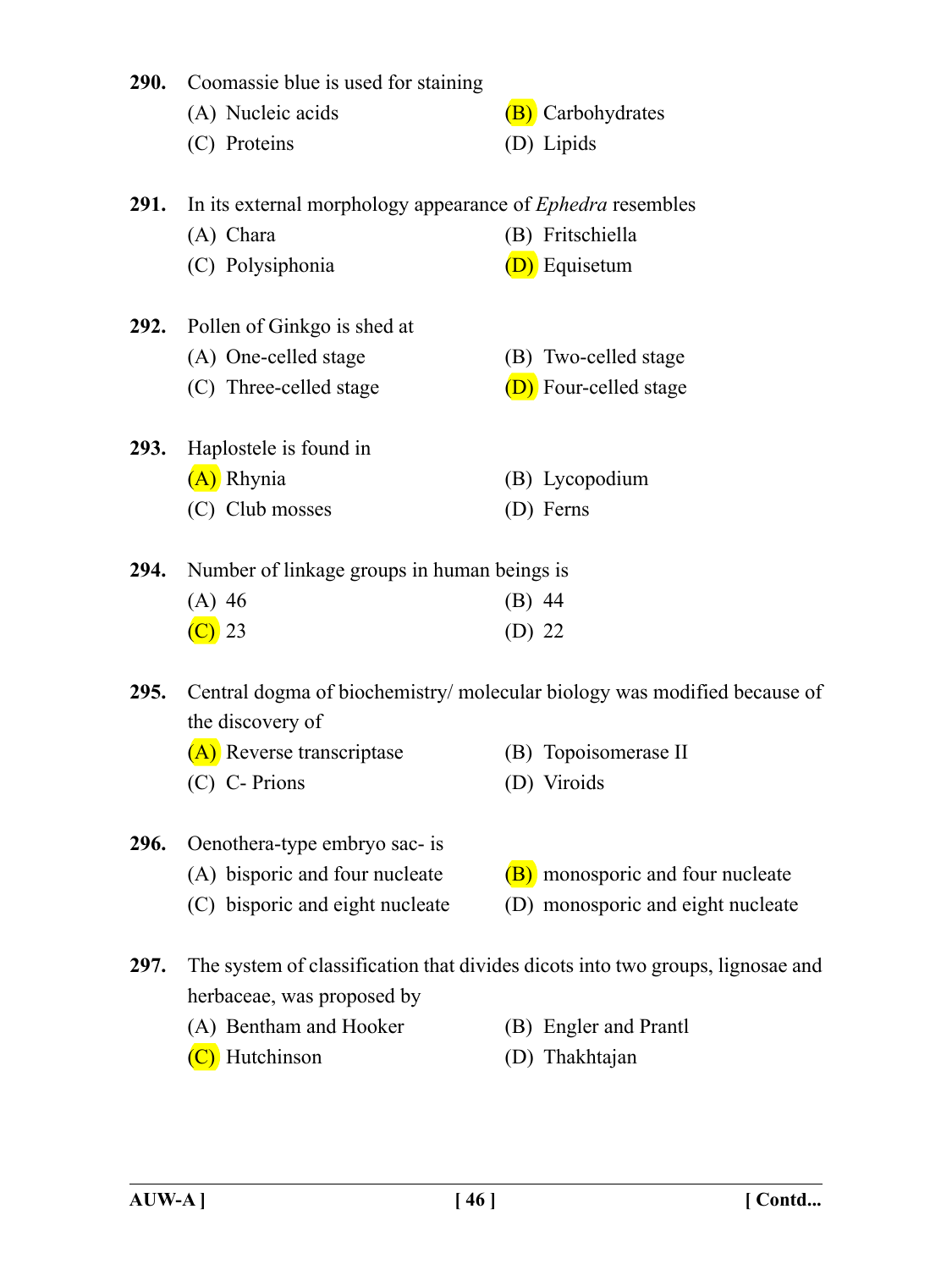**290.** Coomassie blue is used for staining

(A) Nucleic acids

(B) Carbohydrates

(C) Proteins

(D) Lipids

**291.** In its external morphology appearance of *Ephedra* resembles

(A) Chara

(B) Fritschiella

(C) Polysiphonia

(D) Equisetum

**292.** Pollen of Ginkgo is shed at

(A) One-celled stage

(B) Two-celled stage

(C) Three-celled stage

(D) Four-celled stage

**293.** Haplostele is found in

(A) Rhynia

(B) Lycopodium

(C) Club mosses

(D) Ferns

**294.** Number of linkage groups in human beings is

(A) 46

(B) 44

(C) 23

(D) 22

**295.** Central dogma of biochemistry/ molecular biology was modified because of the discovery of

(A) Reverse transcriptase

(B) Topoisomerase II

(C) C- Prions

(D) Viroids

**296.** Oenothera-type embryo sac- is

(A) bisporic and four nucleate

(B) monosporic and four nucleate

(C) bisporic and eight nucleate

(D) monosporic and eight nucleate

**297.** The system of classification that divides dicots into two groups, lignosae and herbaceae, was proposed by

(A) Bentham and Hooker

(B) Engler and Prantl

(C) Hutchinson

(D) Thakhtajan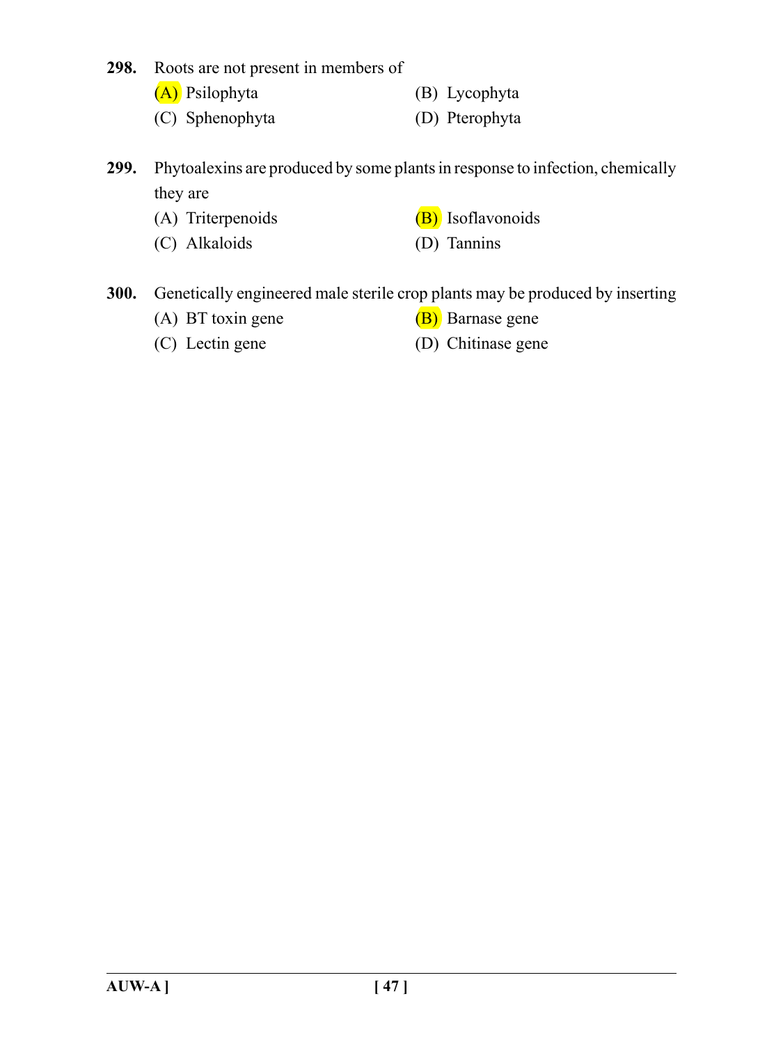**298.** Roots are not present in members of

(A) Psilophyta  
(B) Lycophyta  
(C) Sphenophyta  
(D) Pterophyta

**299.** Phytoalexins are produced by some plants in response to infection, chemically they are

(A) Triterpenoids  
(B) Isoflavonoids  
(C) Alkaloids  
(D) Tannins

**300.** Genetically engineered male sterile crop plants may be produced by inserting

(A) BT toxin gene  
(B) Barnase gene  
(C) Lectin gene  
(D) Chitinase gene